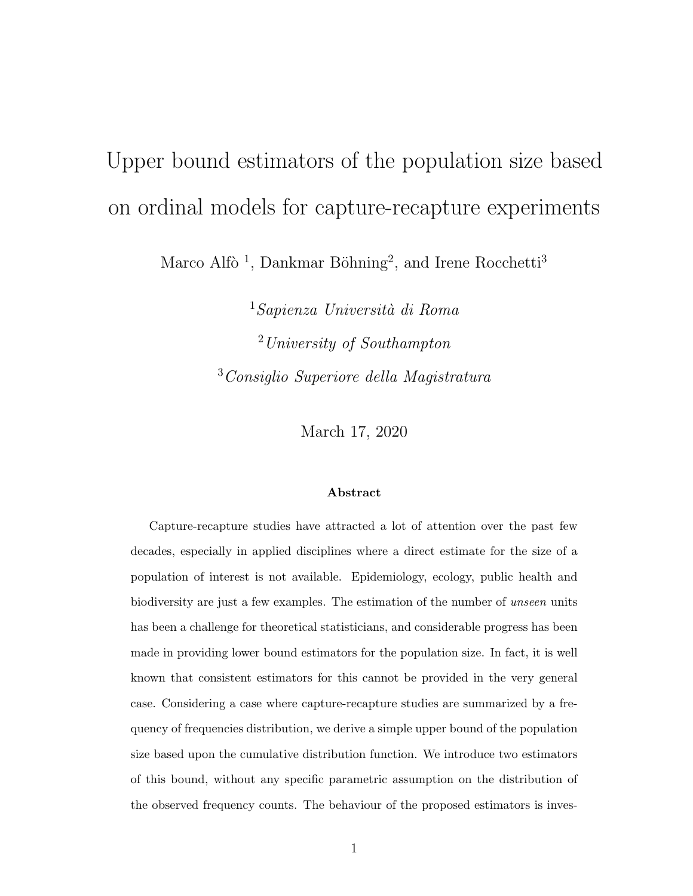# Upper bound estimators of the population size based on ordinal models for capture-recapture experiments

Marco Alfò [1], Dankmar Böhning[2], and Irene Rocchetti[3]

[1] *Sapienza Università di Roma*

[2] *University of Southampton*

[3] *Consiglio Superiore della Magistratura*

March 17, 2020

### Abstract

Capture-recapture studies have attracted a lot of attention over the past few decades, especially in applied disciplines where a direct estimate for the size of a population of interest is not available. Epidemiology, ecology, public health and biodiversity are just a few examples. The estimation of the number of *unseen* units has been a challenge for theoretical statisticians, and considerable progress has been made in providing lower bound estimators for the population size. In fact, it is well known that consistent estimators for this cannot be provided in the very general case. Considering a case where capture-recapture studies are summarized by a frequency of frequencies distribution, we derive a simple upper bound of the population size based upon the cumulative distribution function. We introduce two estimators of this bound, without any specific parametric assumption on the distribution of the observed frequency counts. The behaviour of the proposed estimators is inves-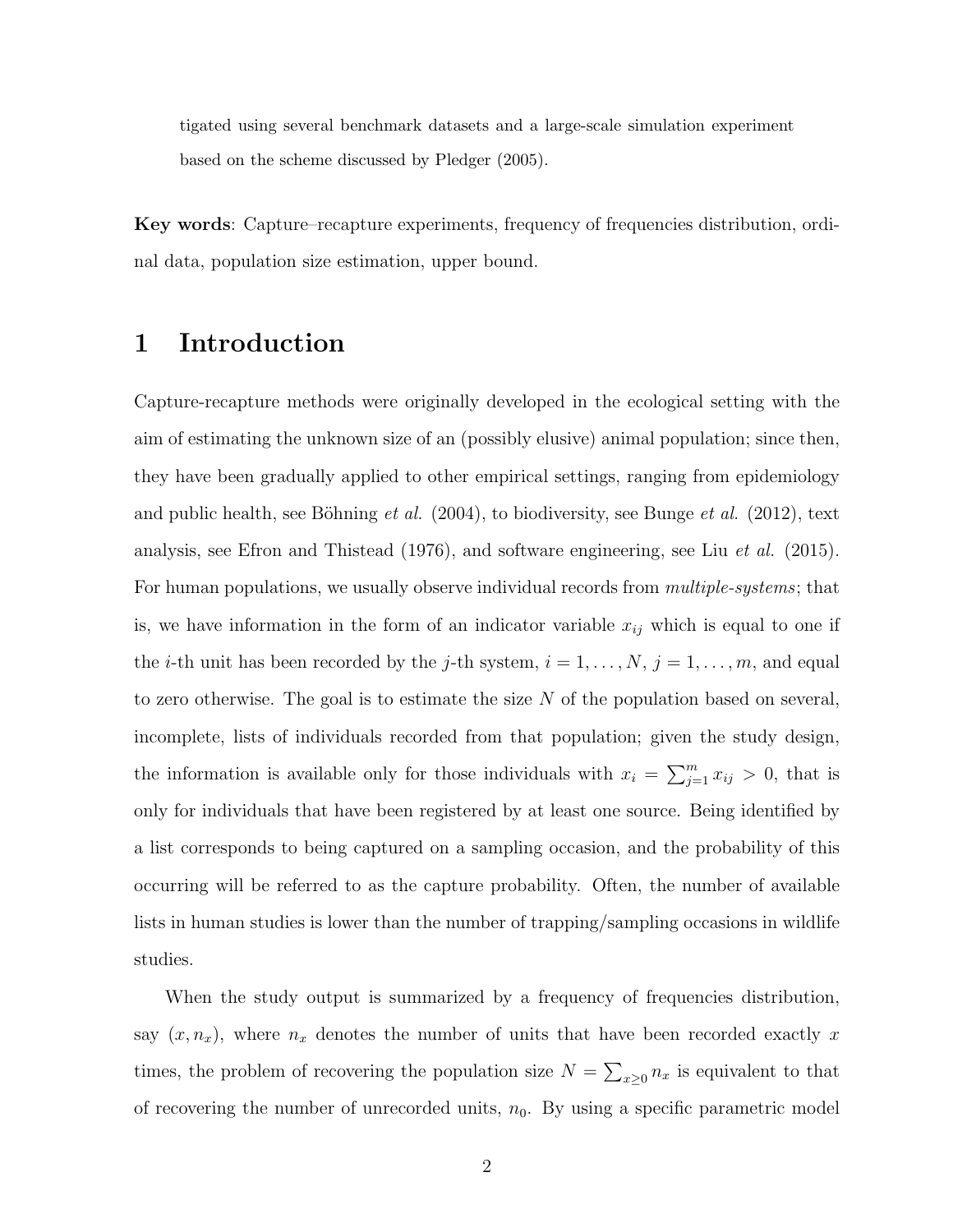tigated using several benchmark datasets and a large-scale simulation experiment based on the scheme discussed by Pledger (2005).

**Key words**: Capture–recapture experiments, frequency of frequencies distribution, ordinal data, population size estimation, upper bound.

# 1 Introduction

Capture-recapture methods were originally developed in the ecological setting with the aim of estimating the unknown size of an (possibly elusive) animal population; since then, they have been gradually applied to other empirical settings, ranging from epidemiology and public health, see Böhning *et al.* (2004), to biodiversity, see Bunge *et al.* (2012), text analysis, see Efron and Thistead (1976), and software engineering, see Liu *et al.* (2015). For human populations, we usually observe individual records from *multiple-systems*; that is, we have information in the form of an indicator variable $x_{ij}$ which is equal to one if the $i$-th unit has been recorded by the $j$-th system, $i = 1, \ldots, N$, $j = 1, \ldots, m$, and equal to zero otherwise. The goal is to estimate the size $N$ of the population based on several, incomplete, lists of individuals recorded from that population; given the study design, the information is available only for those individuals with $x_i = \sum_{j=1}^{m} x_{ij} > 0$, that is only for individuals that have been registered by at least one source. Being identified by a list corresponds to being captured on a sampling occasion, and the probability of this occurring will be referred to as the capture probability. Often, the number of available lists in human studies is lower than the number of trapping/sampling occasions in wildlife studies.

When the study output is summarized by a frequency of frequencies distribution, say $(x, n_x)$, where $n_x$ denotes the number of units that have been recorded exactly $x$ times, the problem of recovering the population size $N = \sum_{x \geq 0} n_x$ is equivalent to that of recovering the number of unrecorded units, $n_0$. By using a specific parametric model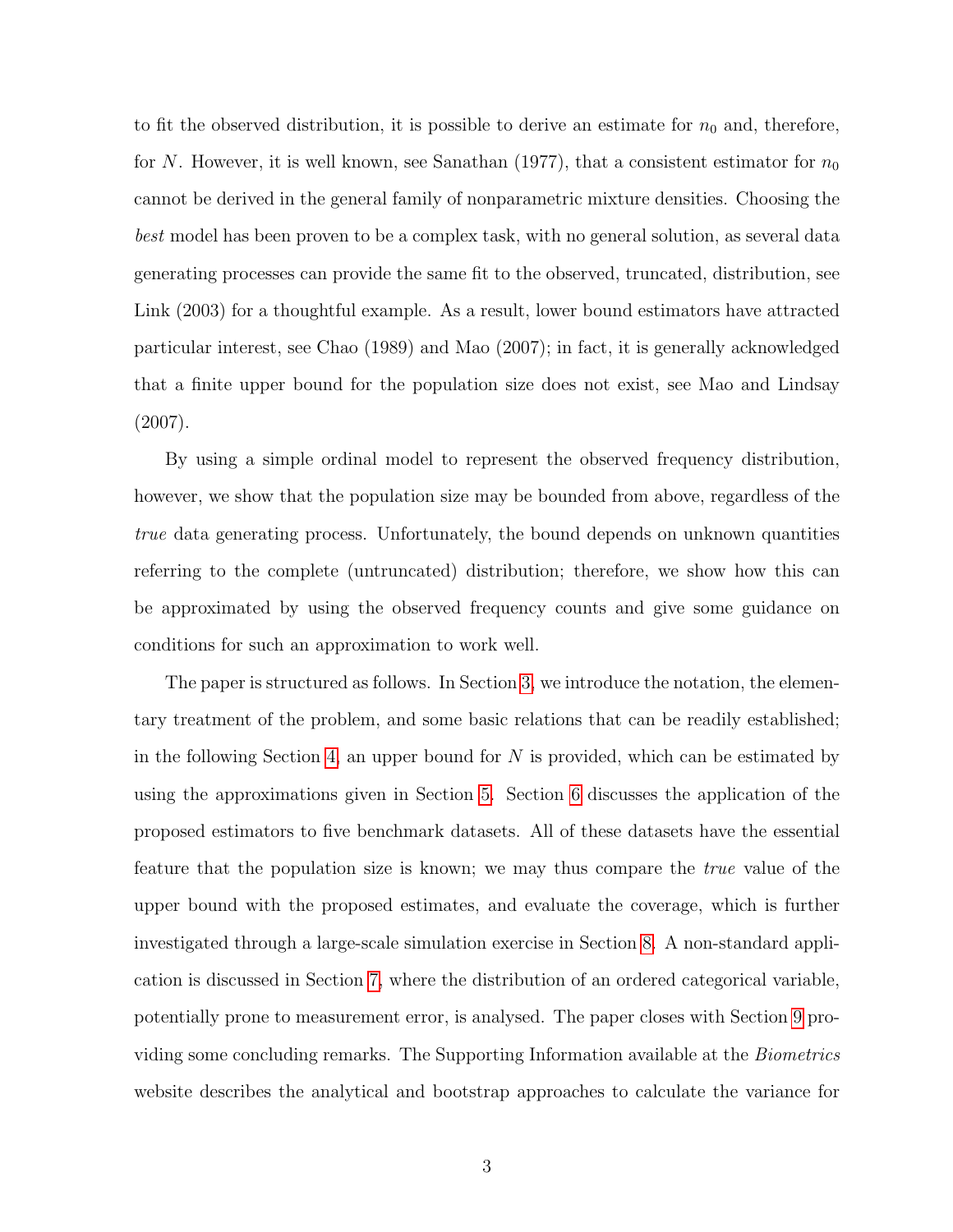to fit the observed distribution, it is possible to derive an estimate for $n_0$ and, therefore, for $N$. However, it is well known, see Sanathan (1977), that a consistent estimator for $n_0$ cannot be derived in the general family of nonparametric mixture densities. Choosing the *best* model has been proven to be a complex task, with no general solution, as several data generating processes can provide the same fit to the observed, truncated, distribution, see Link (2003) for a thoughtful example. As a result, lower bound estimators have attracted particular interest, see Chao (1989) and Mao (2007); in fact, it is generally acknowledged that a finite upper bound for the population size does not exist, see Mao and Lindsay (2007).

By using a simple ordinal model to represent the observed frequency distribution, however, we show that the population size may be bounded from above, regardless of the *true* data generating process. Unfortunately, the bound depends on unknown quantities referring to the complete (untruncated) distribution; therefore, we show how this can be approximated by using the observed frequency counts and give some guidance on conditions for such an approximation to work well.

The paper is structured as follows. In Section 3, we introduce the notation, the elementary treatment of the problem, and some basic relations that can be readily established; in the following Section 4, an upper bound for $N$ is provided, which can be estimated by using the approximations given in Section 5. Section 6 discusses the application of the proposed estimators to five benchmark datasets. All of these datasets have the essential feature that the population size is known; we may thus compare the *true* value of the upper bound with the proposed estimates, and evaluate the coverage, which is further investigated through a large-scale simulation exercise in Section 8. A non-standard application is discussed in Section 7, where the distribution of an ordered categorical variable, potentially prone to measurement error, is analysed. The paper closes with Section 9 providing some concluding remarks. The Supporting Information available at the *Biometrics* website describes the analytical and bootstrap approaches to calculate the variance for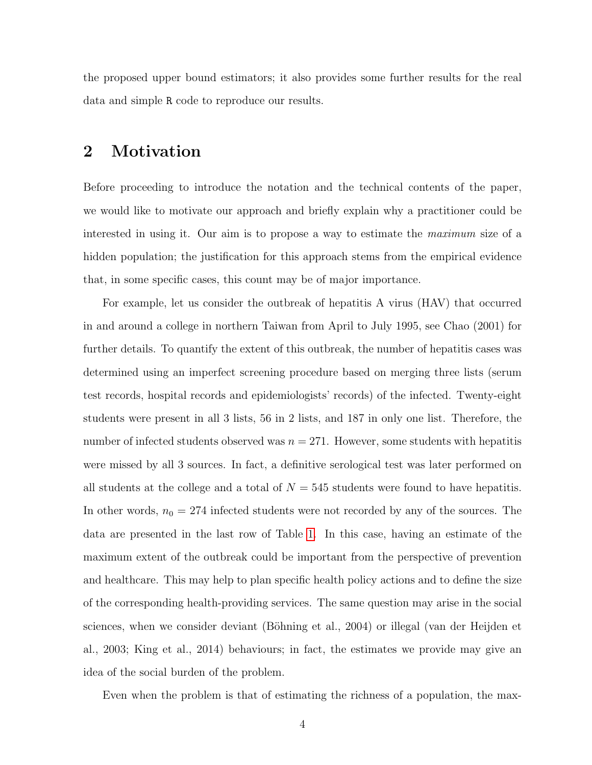the proposed upper bound estimators; it also provides some further results for the real data and simple R code to reproduce our results.

## 2 Motivation

Before proceeding to introduce the notation and the technical contents of the paper, we would like to motivate our approach and briefly explain why a practitioner could be interested in using it. Our aim is to propose a way to estimate the *maximum* size of a hidden population; the justification for this approach stems from the empirical evidence that, in some specific cases, this count may be of major importance.

For example, let us consider the outbreak of hepatitis A virus (HAV) that occurred in and around a college in northern Taiwan from April to July 1995, see Chao (2001) for further details. To quantify the extent of this outbreak, the number of hepatitis cases was determined using an imperfect screening procedure based on merging three lists (serum test records, hospital records and epidemiologists' records) of the infected. Twenty-eight students were present in all 3 lists, 56 in 2 lists, and 187 in only one list. Therefore, the number of infected students observed was $n = 271$. However, some students with hepatitis were missed by all 3 sources. In fact, a definitive serological test was later performed on all students at the college and a total of $N = 545$ students were found to have hepatitis. In other words, $n_0 = 274$ infected students were not recorded by any of the sources. The data are presented in the last row of Table 1. In this case, having an estimate of the maximum extent of the outbreak could be important from the perspective of prevention and healthcare. This may help to plan specific health policy actions and to define the size of the corresponding health-providing services. The same question may arise in the social sciences, when we consider deviant (Böhning et al., 2004) or illegal (van der Heijden et al., 2003; King et al., 2014) behaviours; in fact, the estimates we provide may give an idea of the social burden of the problem.

Even when the problem is that of estimating the richness of a population, the max-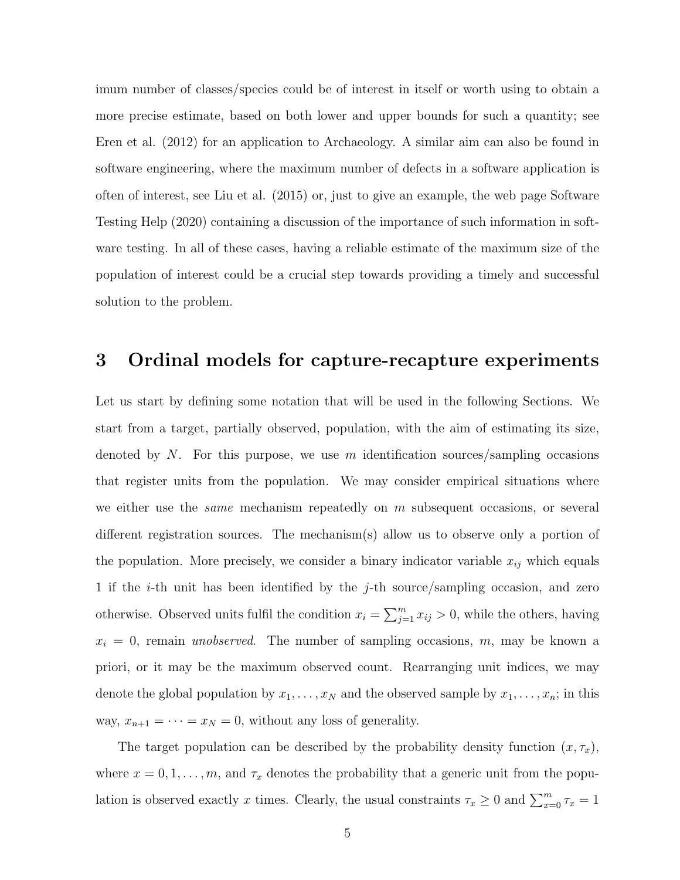imum number of classes/species could be of interest in itself or worth using to obtain a more precise estimate, based on both lower and upper bounds for such a quantity; see Eren et al. (2012) for an application to Archaeology. A similar aim can also be found in software engineering, where the maximum number of defects in a software application is often of interest, see Liu et al. (2015) or, just to give an example, the web page Software Testing Help (2020) containing a discussion of the importance of such information in software testing. In all of these cases, having a reliable estimate of the maximum size of the population of interest could be a crucial step towards providing a timely and successful solution to the problem.

## 3 Ordinal models for capture-recapture experiments

Let us start by defining some notation that will be used in the following Sections. We start from a target, partially observed, population, with the aim of estimating its size, denoted by $N$. For this purpose, we use $m$ identification sources/sampling occasions that register units from the population. We may consider empirical situations where we either use the *same* mechanism repeatedly on $m$ subsequent occasions, or several different registration sources. The mechanism(s) allow us to observe only a portion of the population. More precisely, we consider a binary indicator variable $x_{ij}$ which equals 1 if the $i$-th unit has been identified by the $j$-th source/sampling occasion, and zero otherwise. Observed units fulfil the condition $x_i = \sum_{j=1}^{m} x_{ij} > 0$, while the others, having $x_i = 0$, remain *unobserved*. The number of sampling occasions, $m$, may be known a priori, or it may be the maximum observed count. Rearranging unit indices, we may denote the global population by $x_1, \ldots, x_N$ and the observed sample by $x_1, \ldots, x_n$; in this way, $x_{n+1} = \cdots = x_N = 0$, without any loss of generality.

The target population can be described by the probability density function $(x, \tau_x)$, where $x = 0, 1, \ldots, m$, and $\tau_x$ denotes the probability that a generic unit from the population is observed exactly $x$ times. Clearly, the usual constraints $\tau_x \geq 0$ and $\sum_{x=0}^{m} \tau_x = 1$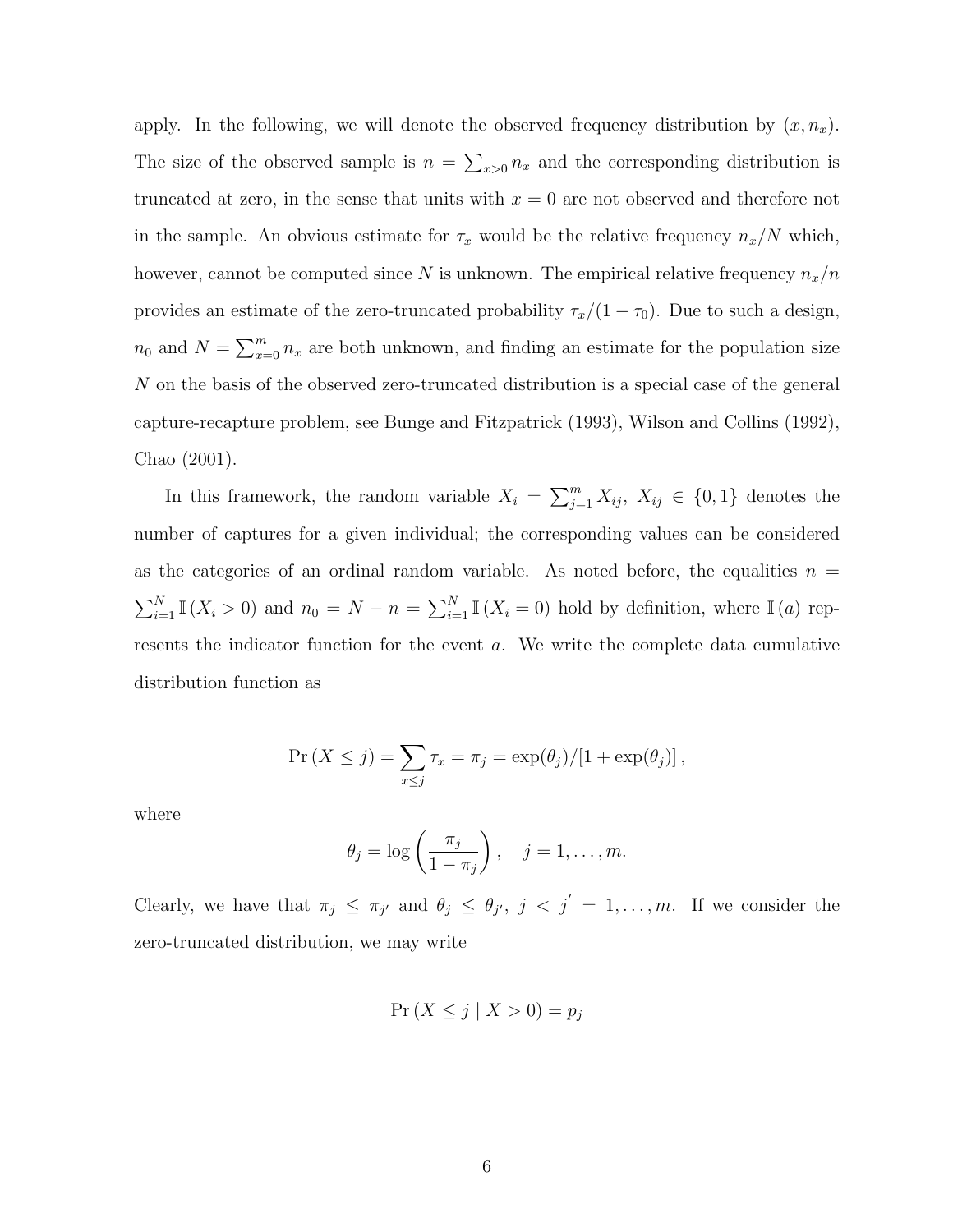apply. In the following, we will denote the observed frequency distribution by $(x, n_x)$. The size of the observed sample is $n = \sum_{x>0} n_x$ and the corresponding distribution is truncated at zero, in the sense that units with $x = 0$ are not observed and therefore not in the sample. An obvious estimate for $\tau_x$ would be the relative frequency $n_x/N$ which, however, cannot be computed since $N$ is unknown. The empirical relative frequency $n_x/n$ provides an estimate of the zero-truncated probability $\tau_x/(1-\tau_0)$. Due to such a design, $n_0$ and $N = \sum_{x=0}^{m} n_x$ are both unknown, and finding an estimate for the population size $N$ on the basis of the observed zero-truncated distribution is a special case of the general capture-recapture problem, see Bunge and Fitzpatrick (1993), Wilson and Collins (1992), Chao (2001).

In this framework, the random variable $X_i = \sum_{j=1}^{m} X_{ij},\ X_{ij} \in \{0, 1\}$ denotes the number of captures for a given individual; the corresponding values can be considered as the categories of an ordinal random variable. As noted before, the equalities $n = \sum_{i=1}^{N} \mathbb{I}(X_i > 0)$ and $n_0 = N - n = \sum_{i=1}^{N} \mathbb{I}(X_i = 0)$ hold by definition, where $\mathbb{I}(a)$ represents the indicator function for the event $a$. We write the complete data cumulative distribution function as

$$\Pr(X \leq j) = \sum_{x \leq j} \tau_x = \pi_j = \exp(\theta_j)/[1 + \exp(\theta_j)],$$

where

$$\theta_j = \log\left(\frac{\pi_j}{1-\pi_j}\right), \quad j = 1, \ldots, m.$$

Clearly, we have that $\pi_j \leq \pi_{j'}$ and $\theta_j \leq \theta_{j'}$, $j < j' = 1, \ldots, m$. If we consider the zero-truncated distribution, we may write

$$\Pr(X \leq j \mid X > 0) = p_j$$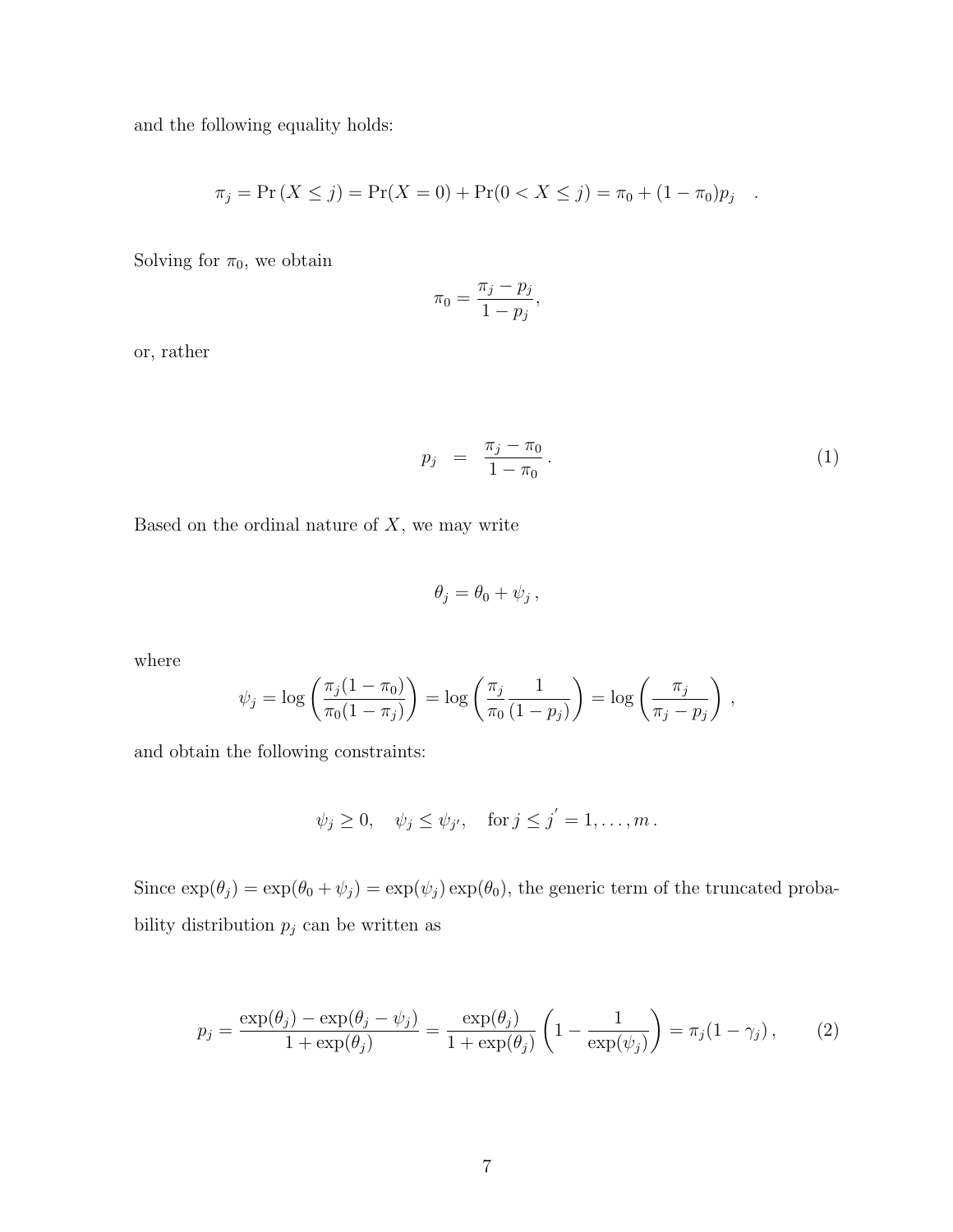and the following equality holds:

$$\pi_j = \Pr\left(X \leq j\right) = \Pr(X = 0) + \Pr(0 < X \leq j) = \pi_0 + (1 - \pi_0)p_j \quad .$$

Solving for $\pi_0$, we obtain

$$\pi_0 = \frac{\pi_j - p_j}{1 - p_j},$$

or, rather

$$p_j \;\; = \;\; \frac{\pi_j - \pi_0}{1 - \pi_0}\,. \tag{1}$$

Based on the ordinal nature of $X$, we may write

$$\theta_j = \theta_0 + \psi_j\,,$$

where

$$\psi_j = \log\left(\frac{\pi_j(1 - \pi_0)}{\pi_0(1 - \pi_j)}\right) = \log\left(\frac{\pi_j}{\pi_0}\frac{1}{(1 - p_j)}\right) = \log\left(\frac{\pi_j}{\pi_j - p_j}\right)\,,$$

and obtain the following constraints:

$$\psi_j \geq 0, \quad \psi_j \leq \psi_{j'}, \quad \text{for}\; j \leq j^{'} = 1, \ldots, m\,.$$

Since $\exp(\theta_j) = \exp(\theta_0 + \psi_j) = \exp(\psi_j)\exp(\theta_0)$, the generic term of the truncated probability distribution $p_j$ can be written as

$$p_j = \frac{\exp(\theta_j) - \exp(\theta_j - \psi_j)}{1 + \exp(\theta_j)} = \frac{\exp(\theta_j)}{1 + \exp(\theta_j)}\left(1 - \frac{1}{\exp(\psi_j)}\right) = \pi_j(1 - \gamma_j)\,, \tag{2}$$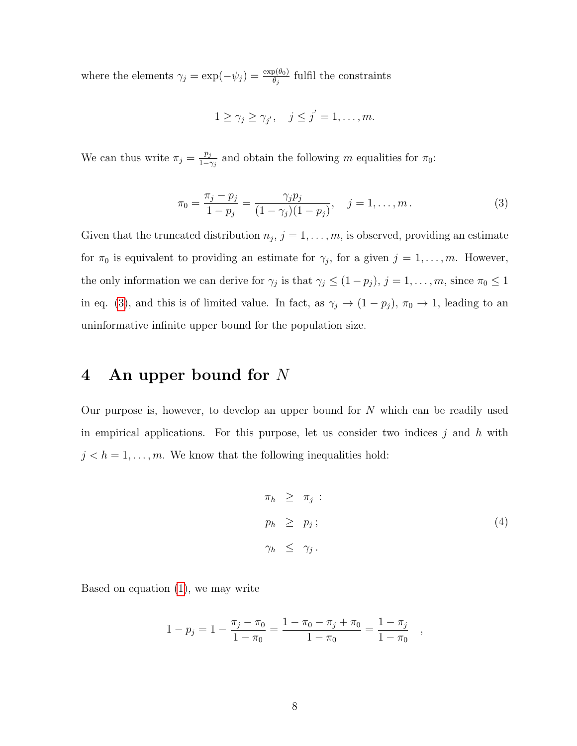where the elements $\gamma_j = \exp(-\psi_j) = \frac{\exp(\theta_0)}{\theta_j}$ fulfil the constraints

$$1 \geq \gamma_j \geq \gamma_{j'}, \quad j \leq j^{'} = 1, \ldots, m.$$

We can thus write $\pi_j = \frac{p_j}{1-\gamma_j}$ and obtain the following $m$ equalities for $\pi_0$:

$$\pi_0 = \frac{\pi_j - p_j}{1 - p_j} = \frac{\gamma_j p_j}{(1-\gamma_j)(1-p_j)}, \quad j = 1, \ldots, m\,. \tag{3}$$

Given that the truncated distribution $n_j$, $j = 1, \ldots, m$, is observed, providing an estimate for $\pi_0$ is equivalent to providing an estimate for $\gamma_j$, for a given $j = 1, \ldots, m$. However, the only information we can derive for $\gamma_j$ is that $\gamma_j \leq (1 - p_j)$, $j = 1, \ldots, m$, since $\pi_0 \leq 1$ in eq. (3), and this is of limited value. In fact, as $\gamma_j \to (1 - p_j)$, $\pi_0 \to 1$, leading to an uninformative infinite upper bound for the population size.

# 4 An upper bound for $N$

Our purpose is, however, to develop an upper bound for $N$ which can be readily used in empirical applications. For this purpose, let us consider two indices $j$ and $h$ with $j < h = 1, \ldots, m$. We know that the following inequalities hold:

$$\begin{aligned} \pi_h &\geq \pi_j \,: \\ p_h &\geq p_j\,; \\ \gamma_h &\leq \gamma_j\,. \end{aligned} \tag{4}$$

Based on equation (1), we may write

$$1 - p_j = 1 - \frac{\pi_j - \pi_0}{1 - \pi_0} = \frac{1 - \pi_0 - \pi_j + \pi_0}{1 - \pi_0} = \frac{1 - \pi_j}{1 - \pi_0} \quad ,$$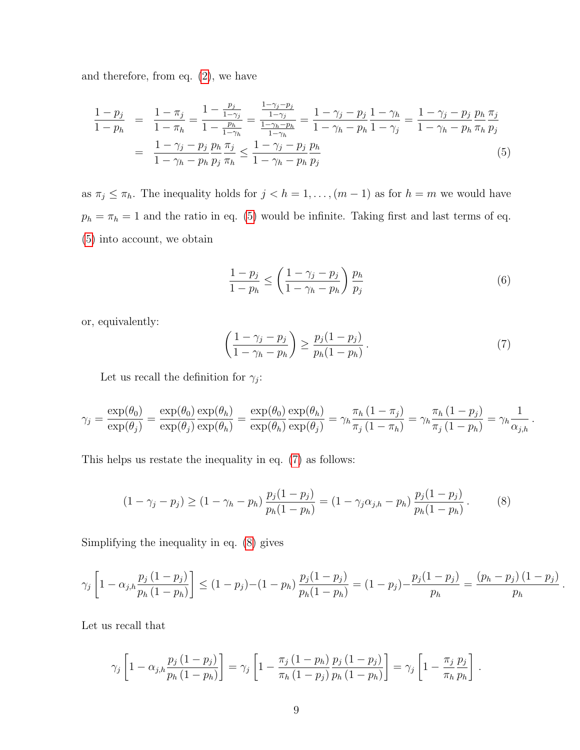and therefore, from eq. (2), we have

$$
\begin{aligned}
\frac{1-p_j}{1-p_h} &= \frac{1-\pi_j}{1-\pi_h} = \frac{1-\frac{p_j}{1-\gamma_j}}{1-\frac{p_h}{1-\gamma_h}} = \frac{\frac{1-\gamma_j-p_j}{1-\gamma_j}}{\frac{1-\gamma_h-p_h}{1-\gamma_h}} = \frac{1-\gamma_j-p_j}{1-\gamma_h-p_h}\frac{1-\gamma_h}{1-\gamma_j} = \frac{1-\gamma_j-p_j}{1-\gamma_h-p_h}\frac{p_h}{\pi_h}\frac{\pi_j}{p_j} \\
&= \frac{1-\gamma_j-p_j}{1-\gamma_h-p_h}\frac{p_h}{p_j}\frac{\pi_j}{\pi_h} \le \frac{1-\gamma_j-p_j}{1-\gamma_h-p_h}\frac{p_h}{p_j}
\end{aligned} \tag{5}
$$

as $\pi_j \le \pi_h$. The inequality holds for $j < h = 1, \ldots, (m-1)$ as for $h = m$ we would have $p_h = \pi_h = 1$ and the ratio in eq. (5) would be infinite. Taking first and last terms of eq. (5) into account, we obtain

$$
\frac{1-p_j}{1-p_h} \le \left(\frac{1-\gamma_j-p_j}{1-\gamma_h-p_h}\right)\frac{p_h}{p_j} \tag{6}
$$

or, equivalently:

$$
\left(\frac{1-\gamma_j-p_j}{1-\gamma_h-p_h}\right) \ge \frac{p_j(1-p_j)}{p_h(1-p_h)}\,. \tag{7}
$$

Let us recall the definition for $\gamma_j$:

$$
\gamma_j = \frac{\exp(\theta_0)}{\exp(\theta_j)} = \frac{\exp(\theta_0)}{\exp(\theta_j)}\frac{\exp(\theta_h)}{\exp(\theta_h)} = \frac{\exp(\theta_0)}{\exp(\theta_h)}\frac{\exp(\theta_h)}{\exp(\theta_j)} = \gamma_h\frac{\pi_h\,(1-\pi_j)}{\pi_j\,(1-\pi_h)} = \gamma_h\frac{\pi_h\,(1-p_j)}{\pi_j\,(1-p_h)} = \gamma_h\frac{1}{\alpha_{j,h}}\,.
$$

This helps us restate the inequality in eq. (7) as follows:

$$
(1-\gamma_j-p_j) \ge (1-\gamma_h-p_h)\,\frac{p_j(1-p_j)}{p_h(1-p_h)} = (1-\gamma_j\alpha_{j,h}-p_h)\,\frac{p_j(1-p_j)}{p_h(1-p_h)}\,. \tag{8}
$$

Simplifying the inequality in eq. (8) gives

$$
\gamma_j\left[1-\alpha_{j,h}\frac{p_j\,(1-p_j)}{p_h\,(1-p_h)}\right] \le (1-p_j)-(1-p_h)\,\frac{p_j(1-p_j)}{p_h(1-p_h)} = (1-p_j)-\frac{p_j(1-p_j)}{p_h} = \frac{(p_h-p_j)\,(1-p_j)}{p_h}\,.
$$

Let us recall that

$$
\gamma_j\left[1-\alpha_{j,h}\frac{p_j\,(1-p_j)}{p_h\,(1-p_h)}\right] = \gamma_j\left[1-\frac{\pi_j\,(1-p_h)}{\pi_h\,(1-p_j)}\frac{p_j\,(1-p_j)}{p_h\,(1-p_h)}\right] = \gamma_j\left[1-\frac{\pi_j}{\pi_h}\frac{p_j}{p_h}\right]\,.
$$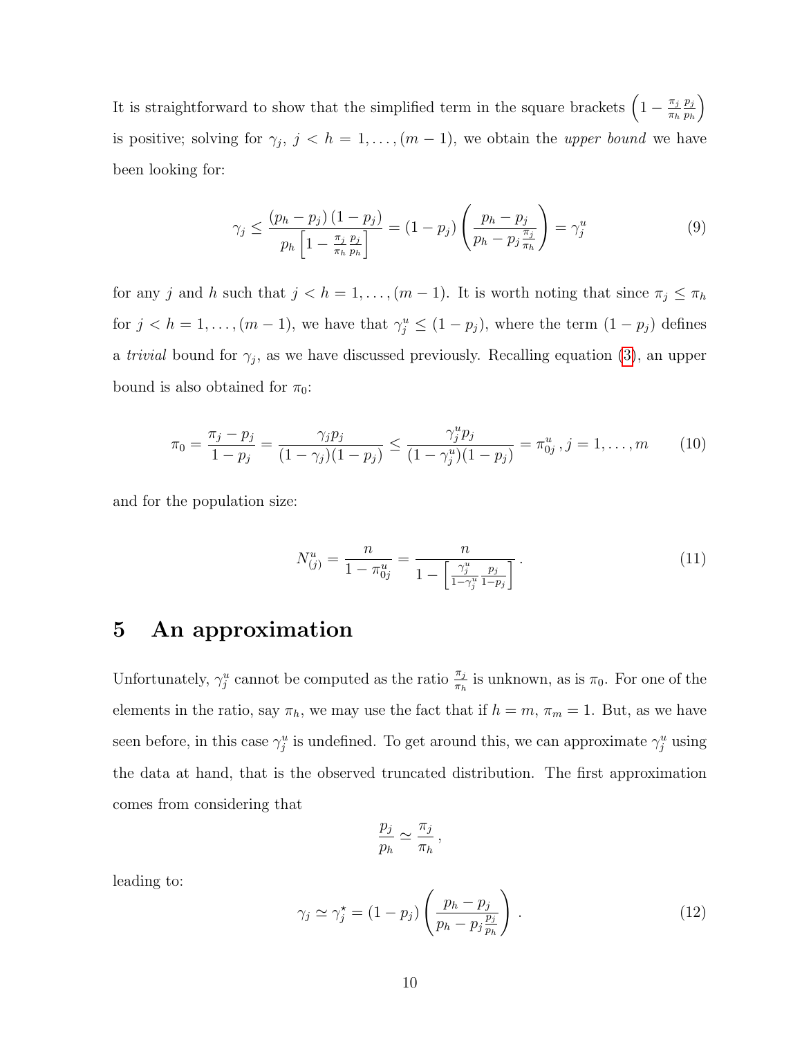It is straightforward to show that the simplified term in the square brackets $\left(1 - \frac{\pi_j}{\pi_h}\frac{p_j}{p_h}\right)$ is positive; solving for $\gamma_j$, $j < h = 1, \ldots, (m-1)$, we obtain the *upper bound* we have been looking for:

$$\gamma_j \leq \frac{(p_h - p_j)(1 - p_j)}{p_h \left[1 - \frac{\pi_j}{\pi_h}\frac{p_j}{p_h}\right]} = (1 - p_j)\left(\frac{p_h - p_j}{p_h - p_j \frac{\pi_j}{\pi_h}}\right) = \gamma_j^u \tag{9}$$

for any $j$ and $h$ such that $j < h = 1, \ldots, (m-1)$. It is worth noting that since $\pi_j \leq \pi_h$ for $j < h = 1, \ldots, (m-1)$, we have that $\gamma_j^u \leq (1 - p_j)$, where the term $(1 - p_j)$ defines a *trivial* bound for $\gamma_j$, as we have discussed previously. Recalling equation (3), an upper bound is also obtained for $\pi_0$:

$$\pi_0 = \frac{\pi_j - p_j}{1 - p_j} = \frac{\gamma_j p_j}{(1 - \gamma_j)(1 - p_j)} \leq \frac{\gamma_j^u p_j}{(1 - \gamma_j^u)(1 - p_j)} = \pi_{0j}^u \, , j = 1, \ldots, m \tag{10}$$

and for the population size:

$$N_{(j)}^u = \frac{n}{1 - \pi_{0j}^u} = \frac{n}{1 - \left[\frac{\gamma_j^u}{1 - \gamma_j^u}\frac{p_j}{1 - p_j}\right]} \, . \tag{11}$$

# 5 An approximation

Unfortunately, $\gamma_j^u$ cannot be computed as the ratio $\frac{\pi_j}{\pi_h}$ is unknown, as is $\pi_0$. For one of the elements in the ratio, say $\pi_h$, we may use the fact that if $h = m$, $\pi_m = 1$. But, as we have seen before, in this case $\gamma_j^u$ is undefined. To get around this, we can approximate $\gamma_j^u$ using the data at hand, that is the observed truncated distribution. The first approximation comes from considering that

$$\frac{p_j}{p_h} \simeq \frac{\pi_j}{\pi_h} \, ,$$

leading to:

$$\gamma_j \simeq \gamma_j^\star = (1 - p_j)\left(\frac{p_h - p_j}{p_h - p_j \frac{p_j}{p_h}}\right) \, . \tag{12}$$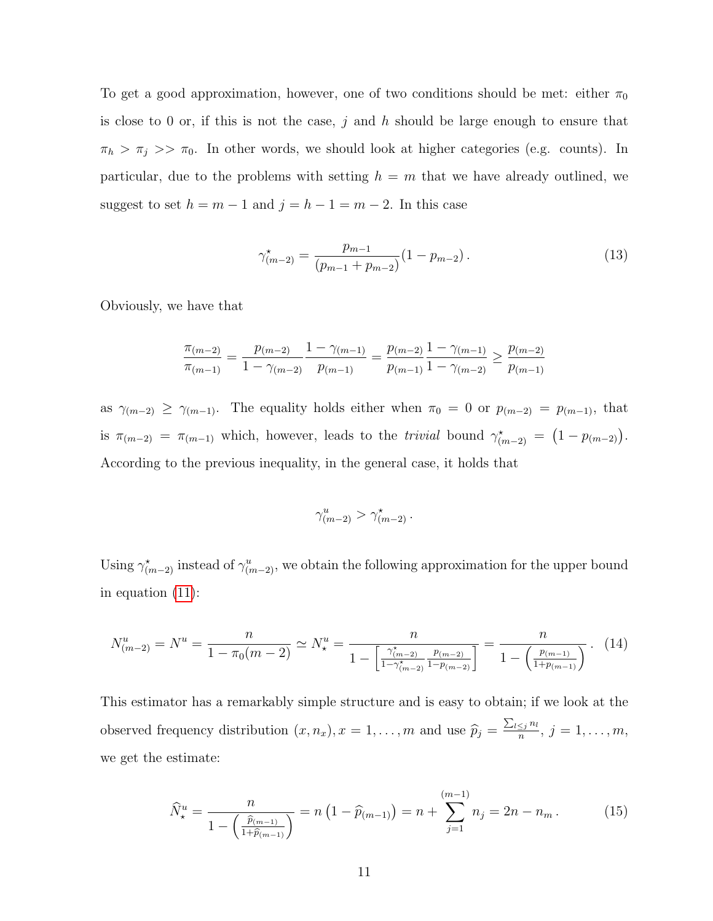To get a good approximation, however, one of two conditions should be met: either $\pi_0$ is close to 0 or, if this is not the case, $j$ and $h$ should be large enough to ensure that $\pi_h > \pi_j >> \pi_0$. In other words, we should look at higher categories (e.g. counts). In particular, due to the problems with setting $h = m$ that we have already outlined, we suggest to set $h = m - 1$ and $j = h - 1 = m - 2$. In this case

$$\gamma^{\star}_{(m-2)} = \frac{p_{m-1}}{(p_{m-1} + p_{m-2})}(1 - p_{m-2}) \,. \tag{13}$$

Obviously, we have that

$$\frac{\pi_{(m-2)}}{\pi_{(m-1)}} = \frac{p_{(m-2)}}{1-\gamma_{(m-2)}} \frac{1-\gamma_{(m-1)}}{p_{(m-1)}} = \frac{p_{(m-2)}}{p_{(m-1)}} \frac{1-\gamma_{(m-1)}}{1-\gamma_{(m-2)}} \geq \frac{p_{(m-2)}}{p_{(m-1)}}$$

as $\gamma_{(m-2)} \geq \gamma_{(m-1)}$. The equality holds either when $\pi_0 = 0$ or $p_{(m-2)} = p_{(m-1)}$, that is $\pi_{(m-2)} = \pi_{(m-1)}$ which, however, leads to the *trivial* bound $\gamma^{\star}_{(m-2)} = \left(1 - p_{(m-2)}\right)$. According to the previous inequality, in the general case, it holds that

$$\gamma^{u}_{(m-2)} > \gamma^{\star}_{(m-2)} \,.$$

Using $\gamma^{\star}_{(m-2)}$ instead of $\gamma^{u}_{(m-2)}$, we obtain the following approximation for the upper bound in equation (11):

$$N^u_{(m-2)} = N^u = \frac{n}{1 - \pi_0(m-2)} \simeq N^u_{\star} = \frac{n}{1 - \left[\frac{\gamma^{\star}_{(m-2)}}{1-\gamma^{\star}_{(m-2)}} \frac{p_{(m-2)}}{1-p_{(m-2)}}\right]} = \frac{n}{1 - \left(\frac{p_{(m-1)}}{1+p_{(m-1)}}\right)} \,. \tag{14}$$

This estimator has a remarkably simple structure and is easy to obtain; if we look at the observed frequency distribution $(x, n_x), x = 1, \ldots, m$ and use $\widehat{p}_j = \frac{\sum_{l \leq j} n_l}{n}$, $j = 1, \ldots, m$, we get the estimate:

$$\widehat{N}^u_{\star} = \frac{n}{1 - \left(\frac{\widehat{p}_{(m-1)}}{1+\widehat{p}_{(m-1)}}\right)} = n\left(1 - \widehat{p}_{(m-1)}\right) = n + \sum_{j=1}^{(m-1)} n_j = 2n - n_m \,. \tag{15}$$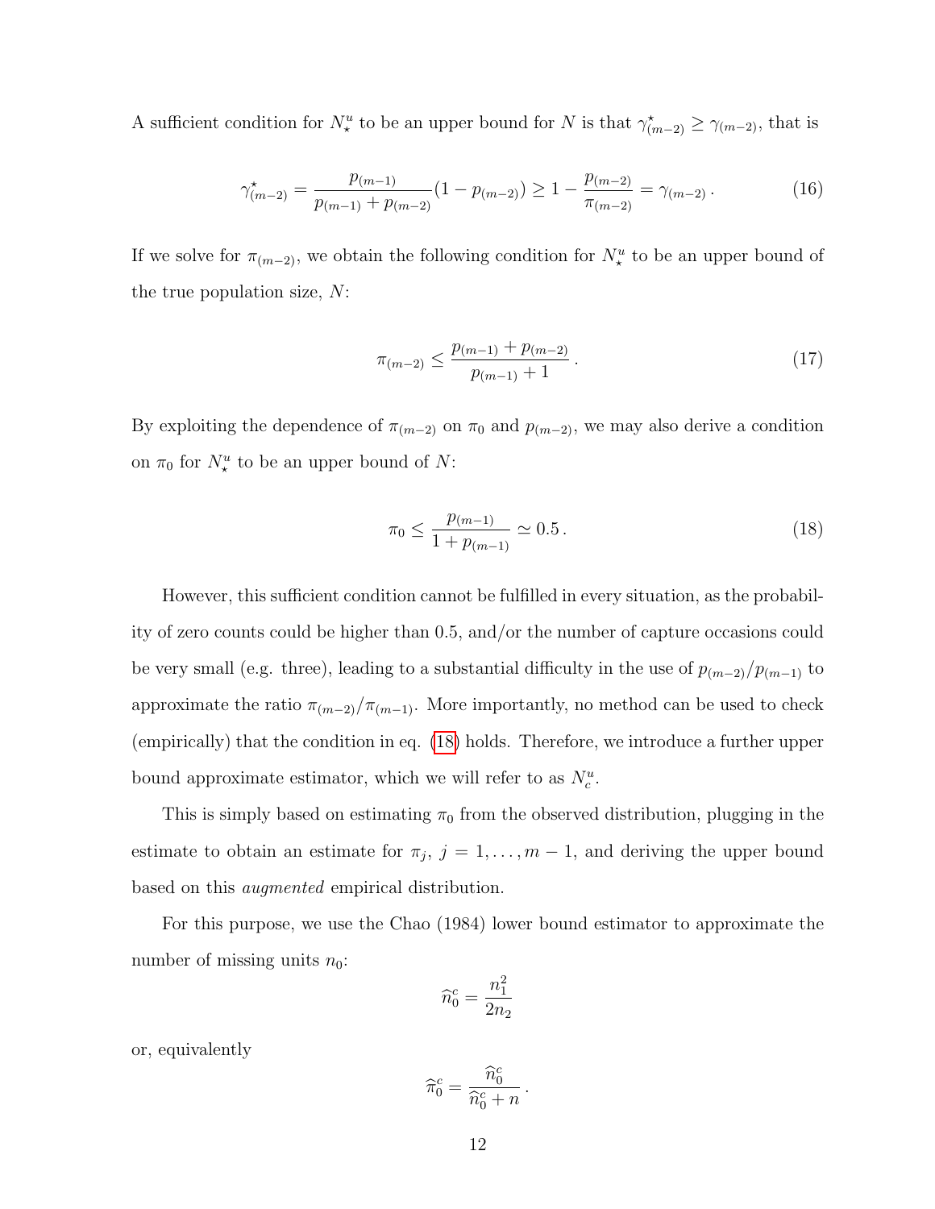A sufficient condition for $N^u_\star$ to be an upper bound for $N$ is that $\gamma^\star_{(m-2)} \geq \gamma_{(m-2)}$, that is

$$
\gamma^\star_{(m-2)} = \frac{p_{(m-1)}}{p_{(m-1)} + p_{(m-2)}}(1 - p_{(m-2)}) \geq 1 - \frac{p_{(m-2)}}{\pi_{(m-2)}} = \gamma_{(m-2)} \,. \tag{16}
$$

If we solve for $\pi_{(m-2)}$, we obtain the following condition for $N^u_\star$ to be an upper bound of the true population size, $N$:

$$
\pi_{(m-2)} \leq \frac{p_{(m-1)} + p_{(m-2)}}{p_{(m-1)} + 1} \,. \tag{17}
$$

By exploiting the dependence of $\pi_{(m-2)}$ on $\pi_0$ and $p_{(m-2)}$, we may also derive a condition on $\pi_0$ for $N^u_\star$ to be an upper bound of $N$:

$$
\pi_0 \leq \frac{p_{(m-1)}}{1 + p_{(m-1)}} \simeq 0.5 \,. \tag{18}
$$

However, this sufficient condition cannot be fulfilled in every situation, as the probability of zero counts could be higher than 0.5, and/or the number of capture occasions could be very small (e.g. three), leading to a substantial difficulty in the use of $p_{(m-2)}/p_{(m-1)}$ to approximate the ratio $\pi_{(m-2)}/\pi_{(m-1)}$. More importantly, no method can be used to check (empirically) that the condition in eq. (18) holds. Therefore, we introduce a further upper bound approximate estimator, which we will refer to as $N^u_c$.

This is simply based on estimating $\pi_0$ from the observed distribution, plugging in the estimate to obtain an estimate for $\pi_j$, $j = 1, \ldots, m-1$, and deriving the upper bound based on this *augmented* empirical distribution.

For this purpose, we use the Chao (1984) lower bound estimator to approximate the number of missing units $n_0$:

$$
\widehat{n}^c_0 = \frac{n_1^2}{2n_2}
$$

or, equivalently

$$
\widehat{\pi}^c_0 = \frac{\widehat{n}^c_0}{\widehat{n}^c_0 + n} \,.
$$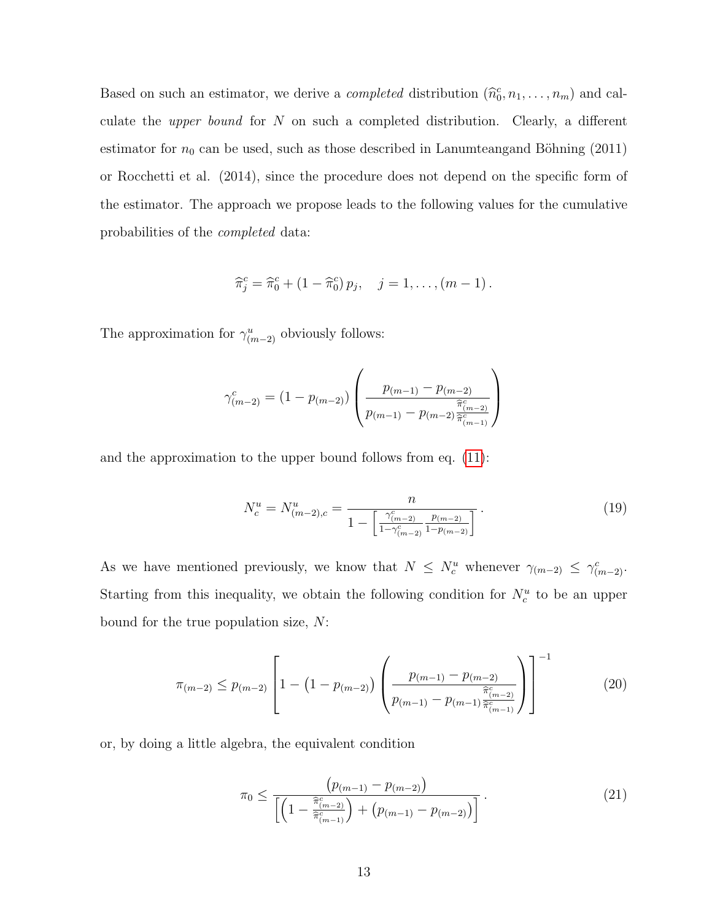Based on such an estimator, we derive a *completed* distribution $(\widehat{n}_0^c, n_1, \ldots, n_m)$ and calculate the *upper bound* for $N$ on such a completed distribution. Clearly, a different estimator for $n_0$ can be used, such as those described in Lanumteangand Böhning (2011) or Rocchetti et al. (2014), since the procedure does not depend on the specific form of the estimator. The approach we propose leads to the following values for the cumulative probabilities of the *completed* data:

$$\widehat{\pi}_j^c = \widehat{\pi}_0^c + (1 - \widehat{\pi}_0^c)\, p_j, \quad j = 1, \ldots, (m-1)\,.$$

The approximation for $\gamma_{(m-2)}^u$ obviously follows:

$$\gamma_{(m-2)}^c = (1 - p_{(m-2)}) \left( \frac{p_{(m-1)} - p_{(m-2)}}{p_{(m-1)} - p_{(m-2)} \frac{\widehat{\pi}_{(m-2)}^c}{\widehat{\pi}_{(m-1)}^c}} \right)$$

and the approximation to the upper bound follows from eq. (11):

$$N_c^u = N_{(m-2),c}^u = \frac{n}{1 - \left[ \frac{\gamma_{(m-2)}^c}{1 - \gamma_{(m-2)}^c} \frac{p_{(m-2)}}{1 - p_{(m-2)}} \right]}\,. \tag{19}$$

As we have mentioned previously, we know that $N \leq N_c^u$ whenever $\gamma_{(m-2)} \leq \gamma_{(m-2)}^c$. Starting from this inequality, we obtain the following condition for $N_c^u$ to be an upper bound for the true population size, $N$:

$$\pi_{(m-2)} \leq p_{(m-2)} \left[ 1 - \left(1 - p_{(m-2)}\right) \left( \frac{p_{(m-1)} - p_{(m-2)}}{p_{(m-1)} - p_{(m-1)} \frac{\widehat{\pi}_{(m-2)}^c}{\widehat{\pi}_{(m-1)}^c}} \right) \right]^{-1} \tag{20}$$

or, by doing a little algebra, the equivalent condition

$$\pi_0 \leq \frac{\left(p_{(m-1)} - p_{(m-2)}\right)}{\left[ \left(1 - \frac{\widehat{\pi}_{(m-2)}^c}{\widehat{\pi}_{(m-1)}^c}\right) + \left(p_{(m-1)} - p_{(m-2)}\right) \right]}\,. \tag{21}$$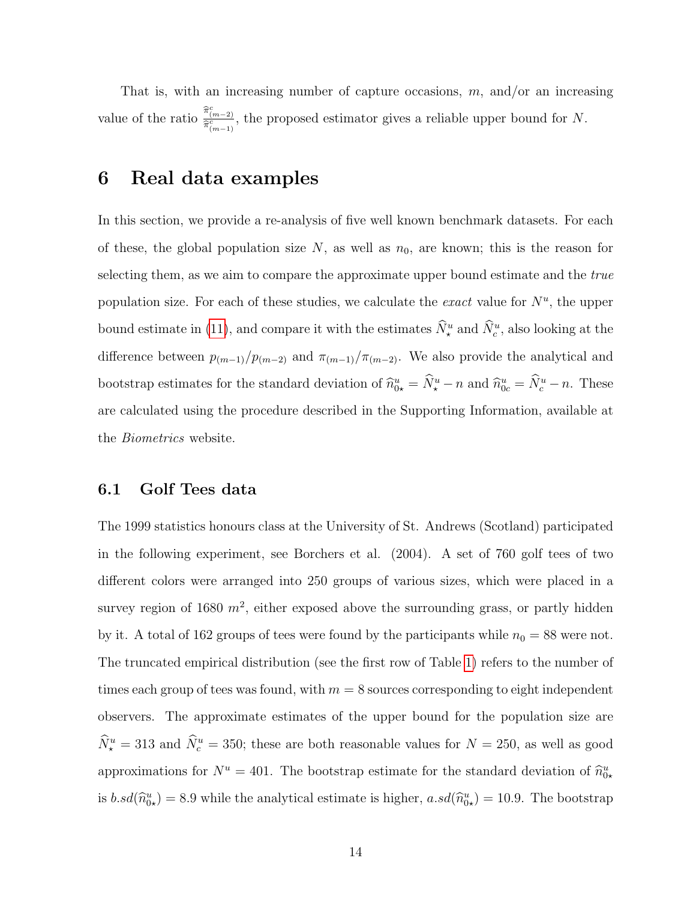That is, with an increasing number of capture occasions, $m$, and/or an increasing value of the ratio $\frac{\widehat{\pi}^c_{(m-2)}}{\widehat{\pi}^c_{(m-1)}}$, the proposed estimator gives a reliable upper bound for $N$.

# 6 Real data examples

In this section, we provide a re-analysis of five well known benchmark datasets. For each of these, the global population size $N$, as well as $n_0$, are known; this is the reason for selecting them, as we aim to compare the approximate upper bound estimate and the *true* population size. For each of these studies, we calculate the *exact* value for $N^u$, the upper bound estimate in (11), and compare it with the estimates $\widehat{N}^u_\star$ and $\widehat{N}^u_c$, also looking at the difference between $p_{(m-1)}/p_{(m-2)}$ and $\pi_{(m-1)}/\pi_{(m-2)}$. We also provide the analytical and bootstrap estimates for the standard deviation of $\widehat{n}^u_{0\star} = \widehat{N}^u_\star - n$ and $\widehat{n}^u_{0c} = \widehat{N}^u_c - n$. These are calculated using the procedure described in the Supporting Information, available at the *Biometrics* website.

## 6.1 Golf Tees data

The 1999 statistics honours class at the University of St. Andrews (Scotland) participated in the following experiment, see Borchers et al. (2004). A set of 760 golf tees of two different colors were arranged into 250 groups of various sizes, which were placed in a survey region of 1680 $m^2$, either exposed above the surrounding grass, or partly hidden by it. A total of 162 groups of tees were found by the participants while $n_0 = 88$ were not. The truncated empirical distribution (see the first row of Table 1) refers to the number of times each group of tees was found, with $m = 8$ sources corresponding to eight independent observers. The approximate estimates of the upper bound for the population size are $\widehat{N}^u_\star = 313$ and $\widehat{N}^u_c = 350$; these are both reasonable values for $N = 250$, as well as good approximations for $N^u = 401$. The bootstrap estimate for the standard deviation of $\widehat{n}^u_{0\star}$ is $b.sd(\widehat{n}^u_{0\star}) = 8.9$ while the analytical estimate is higher, $a.sd(\widehat{n}^u_{0\star}) = 10.9$. The bootstrap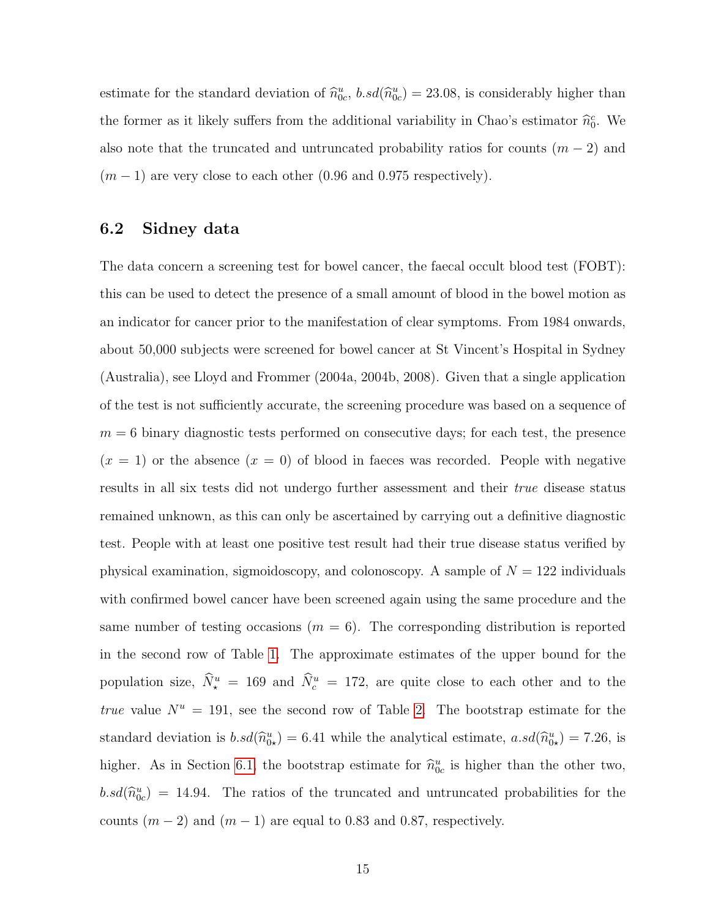estimate for the standard deviation of $\widehat{n}_{0c}^{u}$, $b.sd(\widehat{n}_{0c}^{u}) = 23.08$, is considerably higher than the former as it likely suffers from the additional variability in Chao's estimator $\widehat{n}_{0}^{c}$. We also note that the truncated and untruncated probability ratios for counts $(m-2)$ and $(m-1)$ are very close to each other (0.96 and 0.975 respectively).

## 6.2 Sidney data

The data concern a screening test for bowel cancer, the faecal occult blood test (FOBT): this can be used to detect the presence of a small amount of blood in the bowel motion as an indicator for cancer prior to the manifestation of clear symptoms. From 1984 onwards, about 50,000 subjects were screened for bowel cancer at St Vincent's Hospital in Sydney (Australia), see Lloyd and Frommer (2004a, 2004b, 2008). Given that a single application of the test is not sufficiently accurate, the screening procedure was based on a sequence of $m = 6$ binary diagnostic tests performed on consecutive days; for each test, the presence $(x = 1)$ or the absence $(x = 0)$ of blood in faeces was recorded. People with negative results in all six tests did not undergo further assessment and their *true* disease status remained unknown, as this can only be ascertained by carrying out a definitive diagnostic test. People with at least one positive test result had their true disease status verified by physical examination, sigmoidoscopy, and colonoscopy. A sample of $N = 122$ individuals with confirmed bowel cancer have been screened again using the same procedure and the same number of testing occasions $(m = 6)$. The corresponding distribution is reported in the second row of Table 1. The approximate estimates of the upper bound for the population size, $\widehat{N}_{\star}^{u} = 169$ and $\widehat{N}_{c}^{u} = 172$, are quite close to each other and to the *true* value $N^{u} = 191$, see the second row of Table 2. The bootstrap estimate for the standard deviation is $b.sd(\widehat{n}_{0\star}^{u}) = 6.41$ while the analytical estimate, $a.sd(\widehat{n}_{0\star}^{u}) = 7.26$, is higher. As in Section 6.1, the bootstrap estimate for $\widehat{n}_{0c}^{u}$ is higher than the other two, $b.sd(\widehat{n}_{0c}^{u}) = 14.94$. The ratios of the truncated and untruncated probabilities for the counts $(m-2)$ and $(m-1)$ are equal to 0.83 and 0.87, respectively.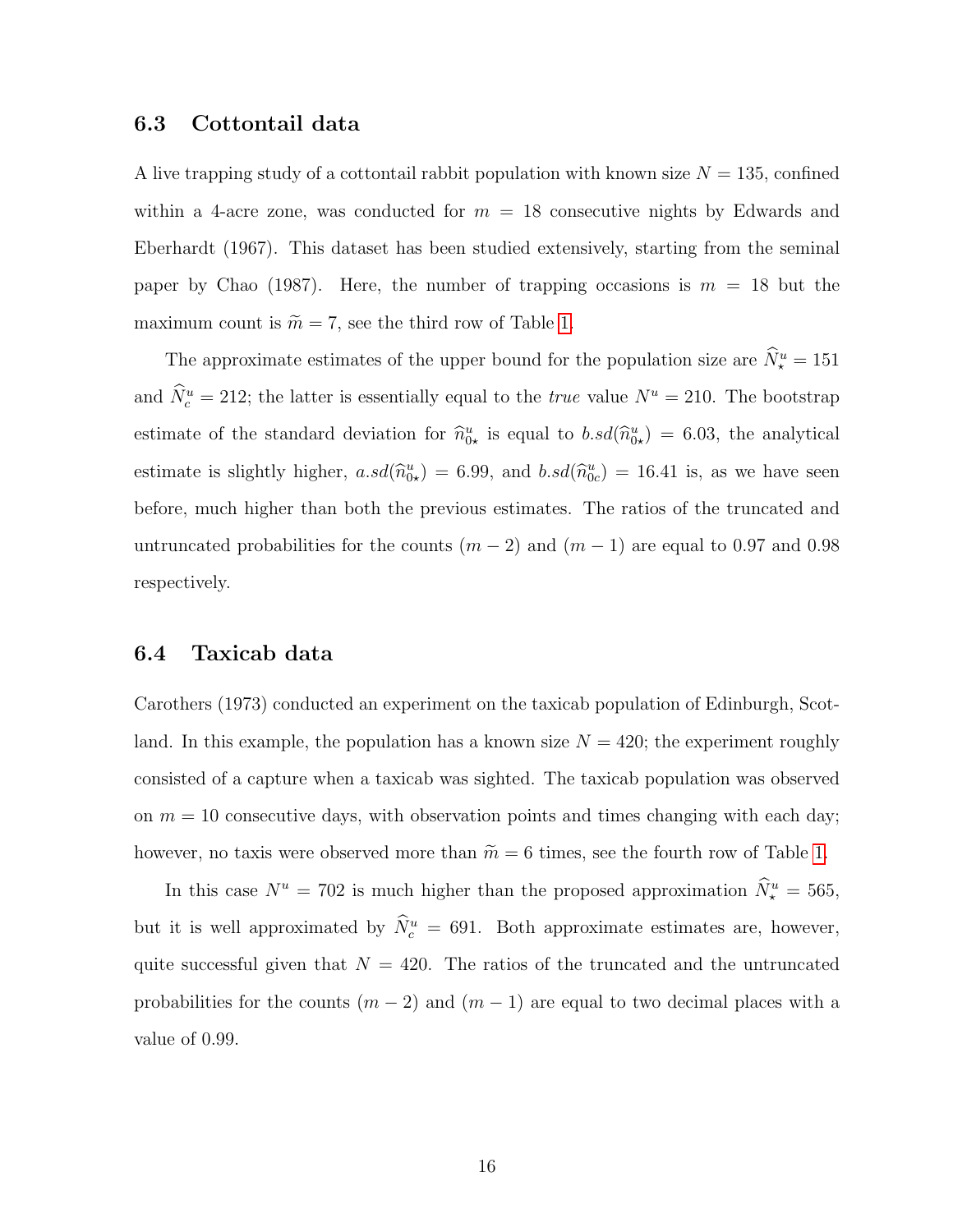### 6.3 Cottontail data

A live trapping study of a cottontail rabbit population with known size $N = 135$, confined within a 4-acre zone, was conducted for $m = 18$ consecutive nights by Edwards and Eberhardt (1967). This dataset has been studied extensively, starting from the seminal paper by Chao (1987). Here, the number of trapping occasions is $m = 18$ but the maximum count is $\widetilde{m} = 7$, see the third row of Table 1.

The approximate estimates of the upper bound for the population size are $\widehat{N}^u_\star = 151$ and $\widehat{N}^u_c = 212$; the latter is essentially equal to the *true* value $N^u = 210$. The bootstrap estimate of the standard deviation for $\widehat{n}^u_{0\star}$ is equal to $b.sd(\widehat{n}^u_{0\star}) = 6.03$, the analytical estimate is slightly higher, $a.sd(\widehat{n}^u_{0\star}) = 6.99$, and $b.sd(\widehat{n}^u_{0c}) = 16.41$ is, as we have seen before, much higher than both the previous estimates. The ratios of the truncated and untruncated probabilities for the counts $(m-2)$ and $(m-1)$ are equal to 0.97 and 0.98 respectively.

### 6.4 Taxicab data

Carothers (1973) conducted an experiment on the taxicab population of Edinburgh, Scotland. In this example, the population has a known size $N = 420$; the experiment roughly consisted of a capture when a taxicab was sighted. The taxicab population was observed on $m = 10$ consecutive days, with observation points and times changing with each day; however, no taxis were observed more than $\widetilde{m} = 6$ times, see the fourth row of Table 1.

In this case $N^u = 702$ is much higher than the proposed approximation $\widehat{N}^u_\star = 565$, but it is well approximated by $\widehat{N}^u_c = 691$. Both approximate estimates are, however, quite successful given that $N = 420$. The ratios of the truncated and the untruncated probabilities for the counts $(m-2)$ and $(m-1)$ are equal to two decimal places with a value of 0.99.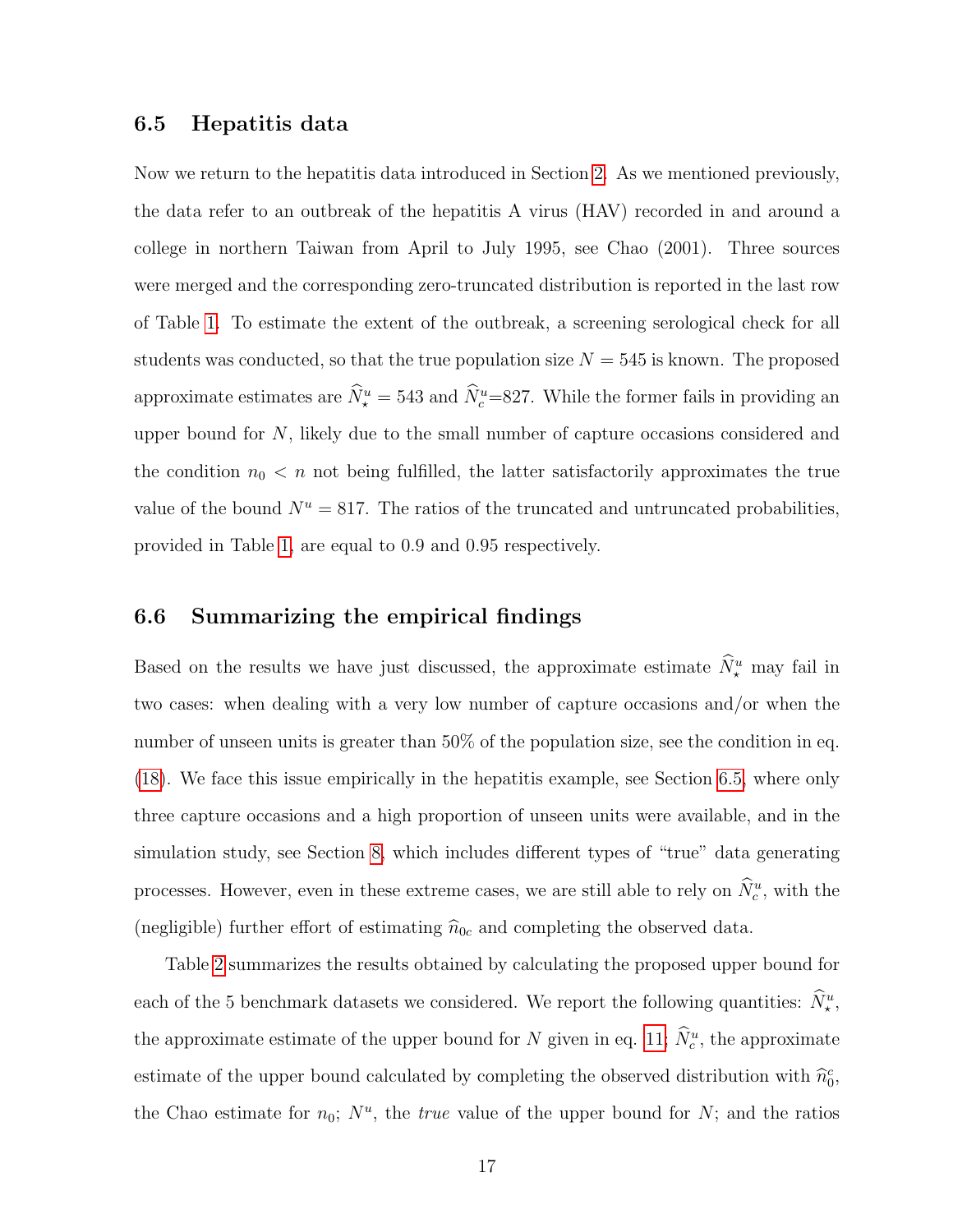### 6.5 Hepatitis data

Now we return to the hepatitis data introduced in Section 2. As we mentioned previously, the data refer to an outbreak of the hepatitis A virus (HAV) recorded in and around a college in northern Taiwan from April to July 1995, see Chao (2001). Three sources were merged and the corresponding zero-truncated distribution is reported in the last row of Table 1. To estimate the extent of the outbreak, a screening serological check for all students was conducted, so that the true population size $N = 545$ is known. The proposed approximate estimates are $\widehat{N}^u_\star = 543$ and $\widehat{N}^u_c$=827. While the former fails in providing an upper bound for $N$, likely due to the small number of capture occasions considered and the condition $n_0 < n$ not being fulfilled, the latter satisfactorily approximates the true value of the bound $N^u = 817$. The ratios of the truncated and untruncated probabilities, provided in Table 1, are equal to 0.9 and 0.95 respectively.

### 6.6 Summarizing the empirical findings

Based on the results we have just discussed, the approximate estimate $\widehat{N}^u_\star$ may fail in two cases: when dealing with a very low number of capture occasions and/or when the number of unseen units is greater than 50% of the population size, see the condition in eq. (18). We face this issue empirically in the hepatitis example, see Section 6.5, where only three capture occasions and a high proportion of unseen units were available, and in the simulation study, see Section 8, which includes different types of "true" data generating processes. However, even in these extreme cases, we are still able to rely on $\widehat{N}^u_c$, with the (negligible) further effort of estimating $\widehat{n}_{0c}$ and completing the observed data.

Table 2 summarizes the results obtained by calculating the proposed upper bound for each of the 5 benchmark datasets we considered. We report the following quantities: $\widehat{N}^u_\star$, the approximate estimate of the upper bound for $N$ given in eq. 11; $\widehat{N}^u_c$, the approximate estimate of the upper bound calculated by completing the observed distribution with $\widehat{n}^c_0$, the Chao estimate for $n_0$; $N^u$, the *true* value of the upper bound for $N$; and the ratios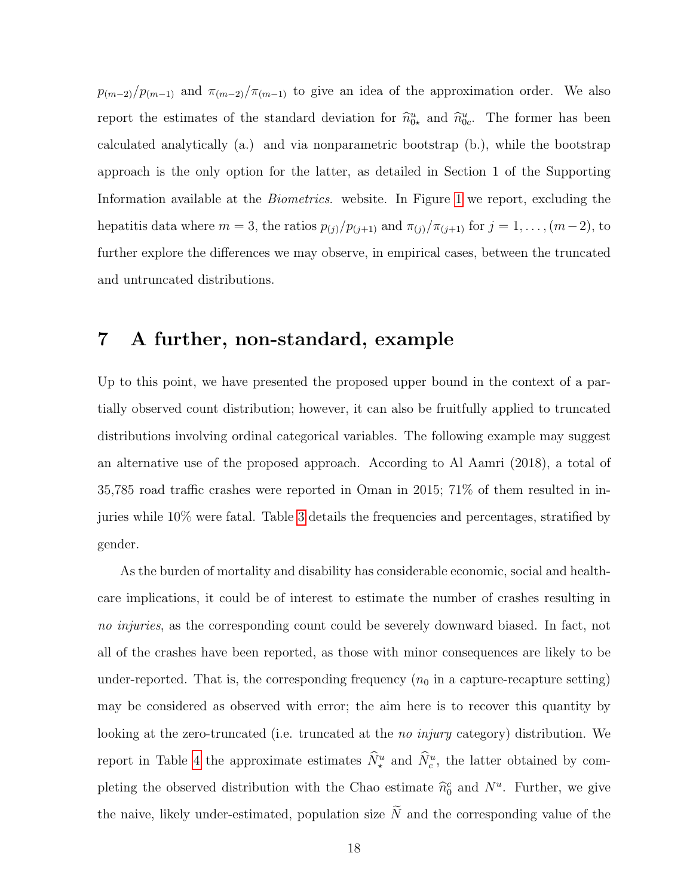$p_{(m-2)}/p_{(m-1)}$ and $\pi_{(m-2)}/\pi_{(m-1)}$ to give an idea of the approximation order. We also report the estimates of the standard deviation for $\widehat{n}^u_{0\star}$ and $\widehat{n}^u_{0c}$. The former has been calculated analytically (a.) and via nonparametric bootstrap (b.), while the bootstrap approach is the only option for the latter, as detailed in Section 1 of the Supporting Information available at the *Biometrics*. website. In Figure 1 we report, excluding the hepatitis data where $m = 3$, the ratios $p_{(j)}/p_{(j+1)}$ and $\pi_{(j)}/\pi_{(j+1)}$ for $j = 1, \ldots, (m-2)$, to further explore the differences we may observe, in empirical cases, between the truncated and untruncated distributions.

# 7 A further, non-standard, example

Up to this point, we have presented the proposed upper bound in the context of a partially observed count distribution; however, it can also be fruitfully applied to truncated distributions involving ordinal categorical variables. The following example may suggest an alternative use of the proposed approach. According to Al Aamri (2018), a total of 35,785 road traffic crashes were reported in Oman in 2015; 71% of them resulted in injuries while 10% were fatal. Table 3 details the frequencies and percentages, stratified by gender.

As the burden of mortality and disability has considerable economic, social and healthcare implications, it could be of interest to estimate the number of crashes resulting in *no injuries*, as the corresponding count could be severely downward biased. In fact, not all of the crashes have been reported, as those with minor consequences are likely to be under-reported. That is, the corresponding frequency ($n_0$ in a capture-recapture setting) may be considered as observed with error; the aim here is to recover this quantity by looking at the zero-truncated (i.e. truncated at the *no injury* category) distribution. We report in Table 4 the approximate estimates $\widehat{N}^u_\star$ and $\widehat{N}^u_c$, the latter obtained by completing the observed distribution with the Chao estimate $\widehat{n}^c_0$ and $N^u$. Further, we give the naive, likely under-estimated, population size $\widetilde{N}$ and the corresponding value of the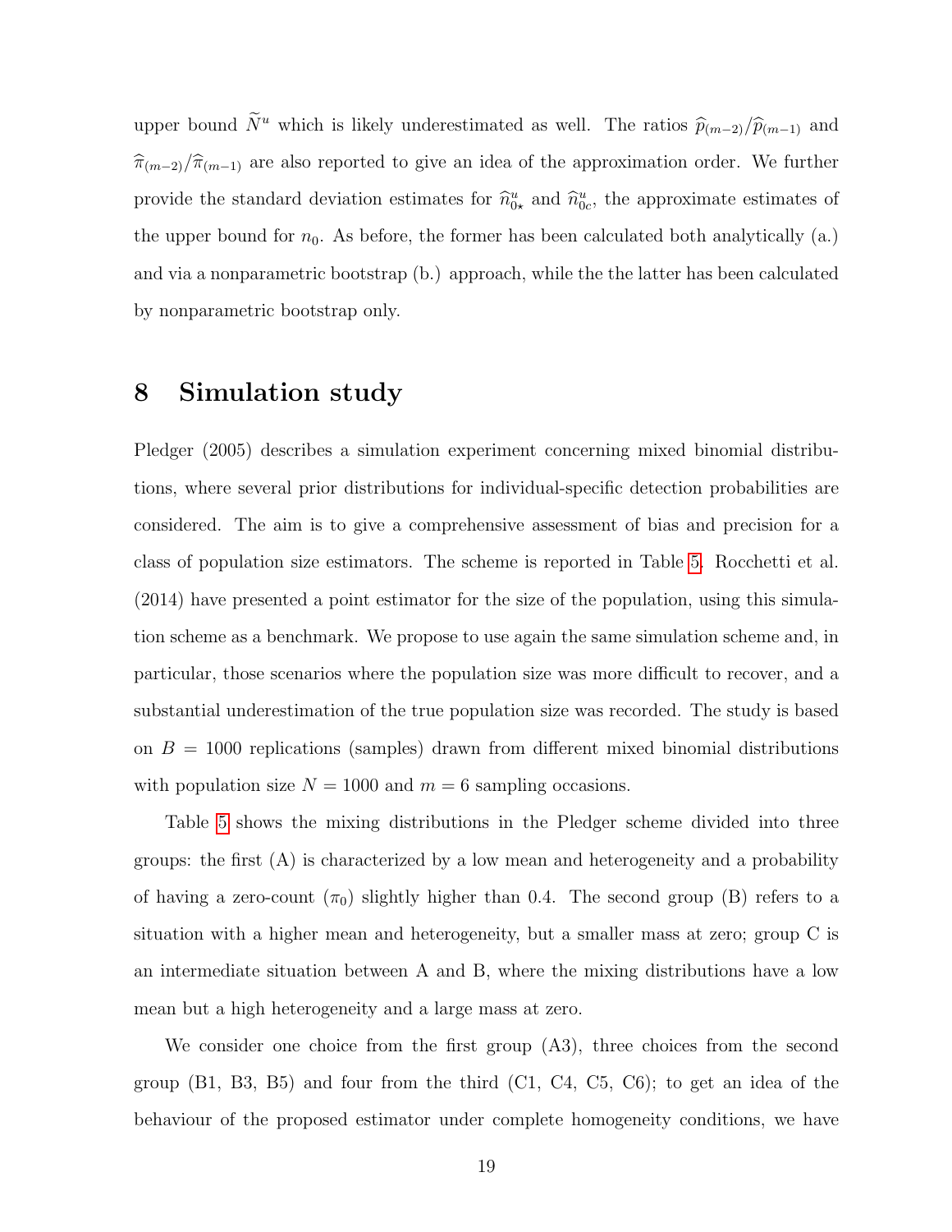upper bound $\widetilde{N}^u$ which is likely underestimated as well. The ratios $\widehat{p}_{(m-2)}/\widehat{p}_{(m-1)}$ and $\widehat{\pi}_{(m-2)}/\widehat{\pi}_{(m-1)}$ are also reported to give an idea of the approximation order. We further provide the standard deviation estimates for $\widehat{n}^u_{0\star}$ and $\widehat{n}^u_{0c}$, the approximate estimates of the upper bound for $n_0$. As before, the former has been calculated both analytically (a.) and via a nonparametric bootstrap (b.) approach, while the the latter has been calculated by nonparametric bootstrap only.

# 8 Simulation study

Pledger (2005) describes a simulation experiment concerning mixed binomial distributions, where several prior distributions for individual-specific detection probabilities are considered. The aim is to give a comprehensive assessment of bias and precision for a class of population size estimators. The scheme is reported in Table 5. Rocchetti et al. (2014) have presented a point estimator for the size of the population, using this simulation scheme as a benchmark. We propose to use again the same simulation scheme and, in particular, those scenarios where the population size was more difficult to recover, and a substantial underestimation of the true population size was recorded. The study is based on $B = 1000$ replications (samples) drawn from different mixed binomial distributions with population size $N = 1000$ and $m = 6$ sampling occasions.

Table 5 shows the mixing distributions in the Pledger scheme divided into three groups: the first (A) is characterized by a low mean and heterogeneity and a probability of having a zero-count ($\pi_0$) slightly higher than 0.4. The second group (B) refers to a situation with a higher mean and heterogeneity, but a smaller mass at zero; group C is an intermediate situation between A and B, where the mixing distributions have a low mean but a high heterogeneity and a large mass at zero.

We consider one choice from the first group (A3), three choices from the second group (B1, B3, B5) and four from the third (C1, C4, C5, C6); to get an idea of the behaviour of the proposed estimator under complete homogeneity conditions, we have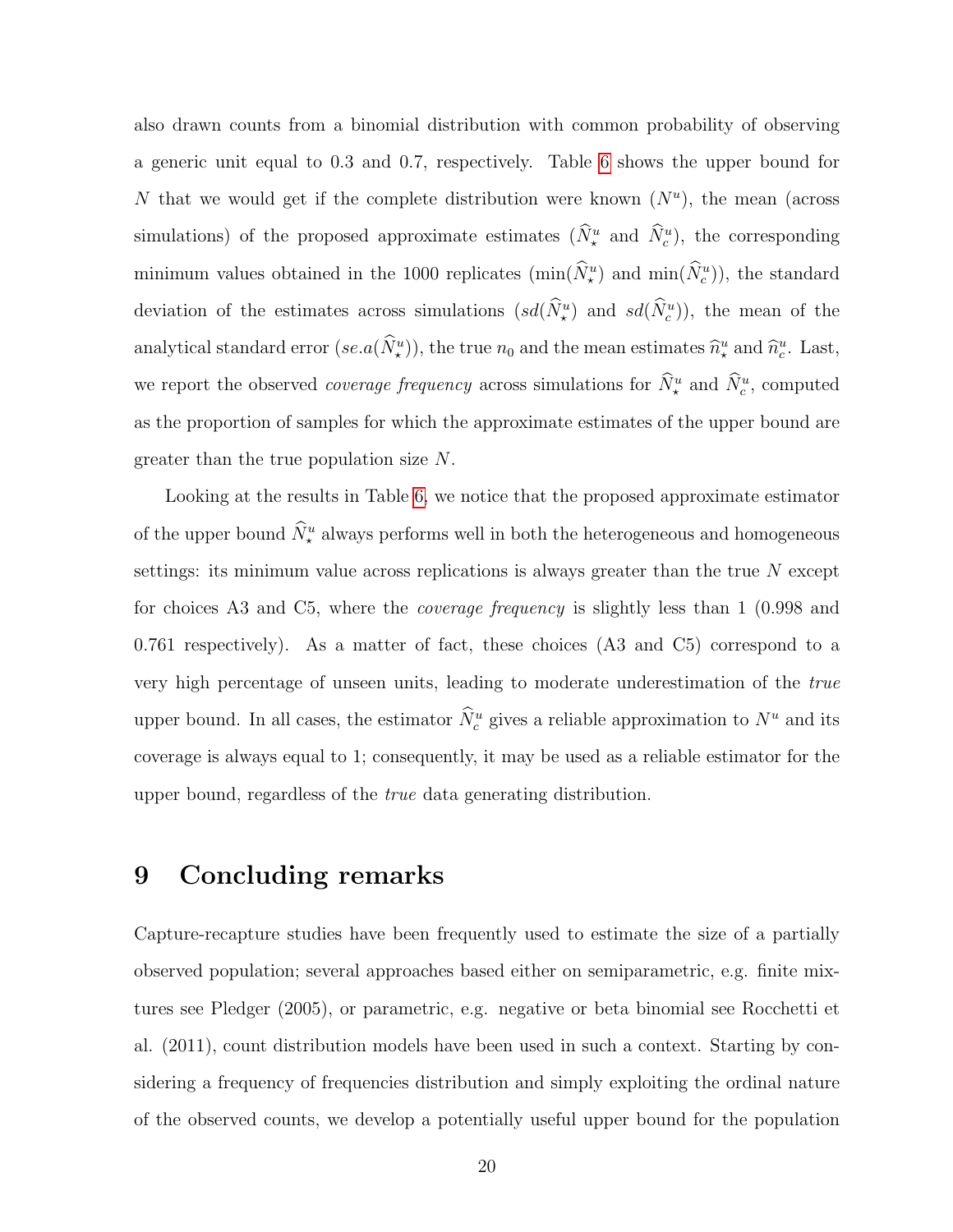also drawn counts from a binomial distribution with common probability of observing a generic unit equal to 0.3 and 0.7, respectively. Table 6 shows the upper bound for $N$ that we would get if the complete distribution were known ($N^u$), the mean (across simulations) of the proposed approximate estimates ($\widehat{N}^u_\star$ and $\widehat{N}^u_c$), the corresponding minimum values obtained in the 1000 replicates ($\min(\widehat{N}^u_\star)$ and $\min(\widehat{N}^u_c)$), the standard deviation of the estimates across simulations ($sd(\widehat{N}^u_\star)$ and $sd(\widehat{N}^u_c)$), the mean of the analytical standard error ($se.a(\widehat{N}^u_\star)$), the true $n_0$ and the mean estimates $\widehat{n}^u_\star$ and $\widehat{n}^u_c$. Last, we report the observed *coverage frequency* across simulations for $\widehat{N}^u_\star$ and $\widehat{N}^u_c$, computed as the proportion of samples for which the approximate estimates of the upper bound are greater than the true population size $N$.

Looking at the results in Table 6, we notice that the proposed approximate estimator of the upper bound $\widehat{N}^u_\star$ always performs well in both the heterogeneous and homogeneous settings: its minimum value across replications is always greater than the true $N$ except for choices A3 and C5, where the *coverage frequency* is slightly less than 1 (0.998 and 0.761 respectively). As a matter of fact, these choices (A3 and C5) correspond to a very high percentage of unseen units, leading to moderate underestimation of the *true* upper bound. In all cases, the estimator $\widehat{N}^u_c$ gives a reliable approximation to $N^u$ and its coverage is always equal to 1; consequently, it may be used as a reliable estimator for the upper bound, regardless of the *true* data generating distribution.

# 9 Concluding remarks

Capture-recapture studies have been frequently used to estimate the size of a partially observed population; several approaches based either on semiparametric, e.g. finite mixtures see Pledger (2005), or parametric, e.g. negative or beta binomial see Rocchetti et al. (2011), count distribution models have been used in such a context. Starting by considering a frequency of frequencies distribution and simply exploiting the ordinal nature of the observed counts, we develop a potentially useful upper bound for the population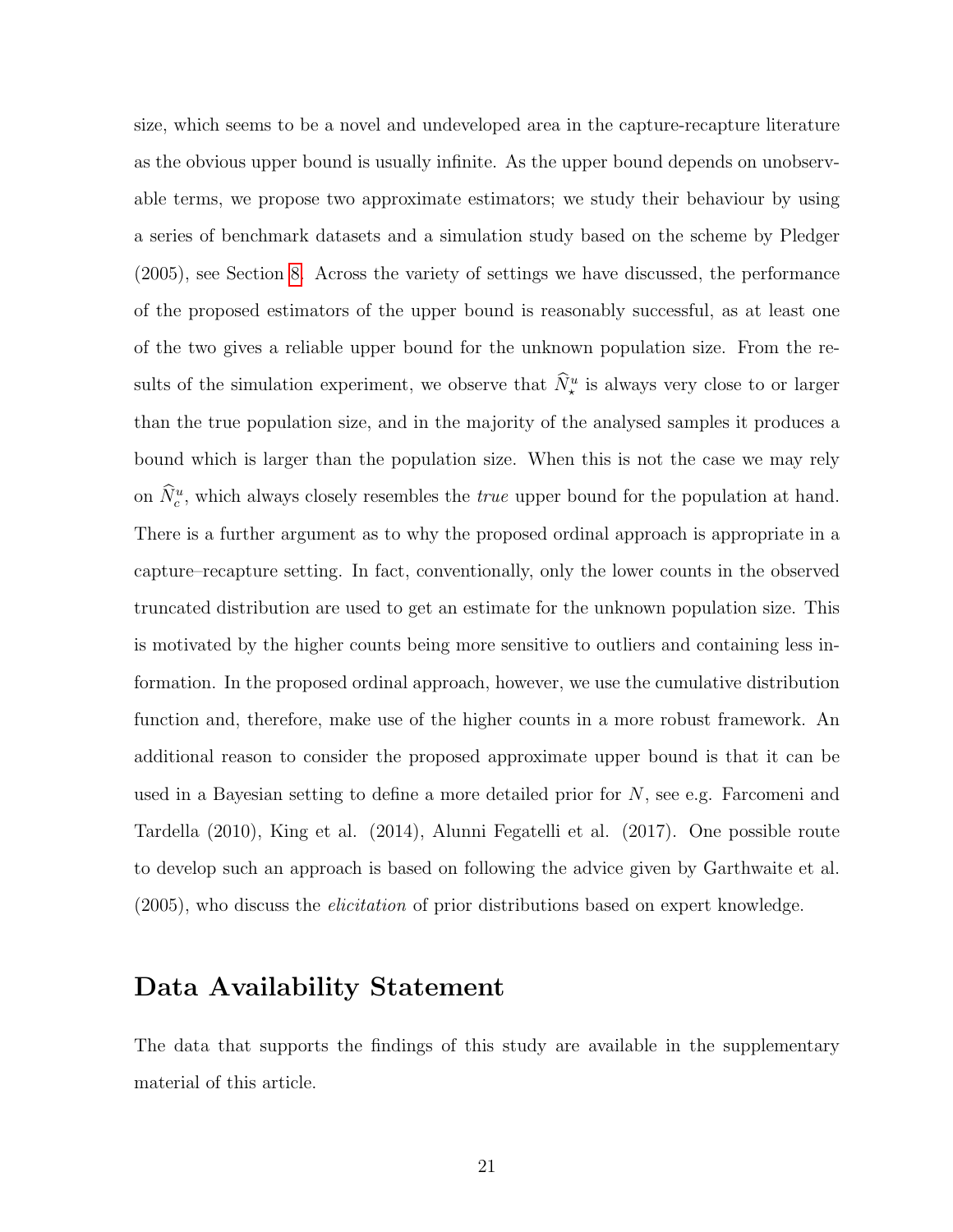size, which seems to be a novel and undeveloped area in the capture-recapture literature as the obvious upper bound is usually infinite. As the upper bound depends on unobservable terms, we propose two approximate estimators; we study their behaviour by using a series of benchmark datasets and a simulation study based on the scheme by Pledger (2005), see Section 8. Across the variety of settings we have discussed, the performance of the proposed estimators of the upper bound is reasonably successful, as at least one of the two gives a reliable upper bound for the unknown population size. From the results of the simulation experiment, we observe that $\widehat{N}_{\star}^{u}$ is always very close to or larger than the true population size, and in the majority of the analysed samples it produces a bound which is larger than the population size. When this is not the case we may rely on $\widehat{N}_{c}^{u}$, which always closely resembles the *true* upper bound for the population at hand. There is a further argument as to why the proposed ordinal approach is appropriate in a capture–recapture setting. In fact, conventionally, only the lower counts in the observed truncated distribution are used to get an estimate for the unknown population size. This is motivated by the higher counts being more sensitive to outliers and containing less information. In the proposed ordinal approach, however, we use the cumulative distribution function and, therefore, make use of the higher counts in a more robust framework. An additional reason to consider the proposed approximate upper bound is that it can be used in a Bayesian setting to define a more detailed prior for $N$, see e.g. Farcomeni and Tardella (2010), King et al. (2014), Alunni Fegatelli et al. (2017). One possible route to develop such an approach is based on following the advice given by Garthwaite et al. (2005), who discuss the *elicitation* of prior distributions based on expert knowledge.

## Data Availability Statement

The data that supports the findings of this study are available in the supplementary material of this article.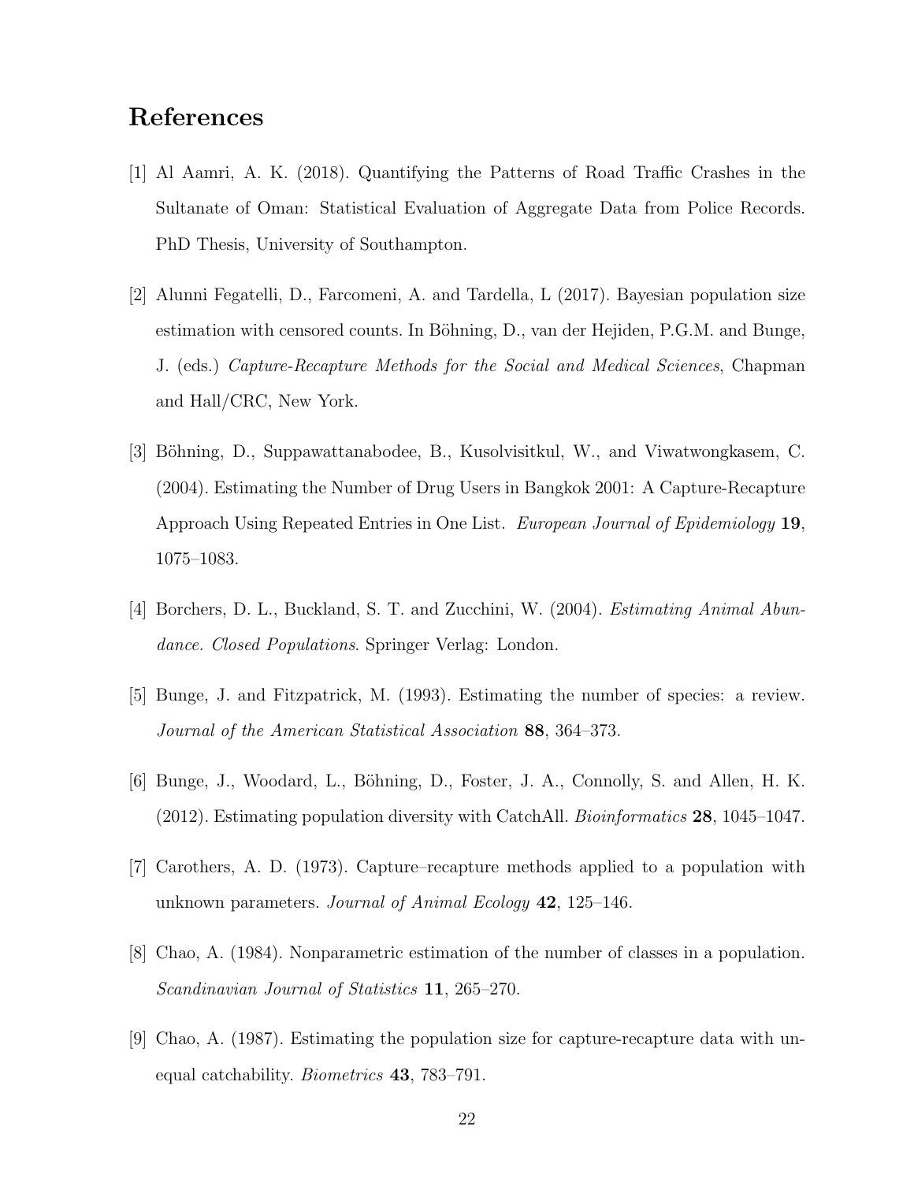## References

[1] Al Aamri, A. K. (2018). Quantifying the Patterns of Road Traffic Crashes in the Sultanate of Oman: Statistical Evaluation of Aggregate Data from Police Records. PhD Thesis, University of Southampton.

[2] Alunni Fegatelli, D., Farcomeni, A. and Tardella, L (2017). Bayesian population size estimation with censored counts. In Böhning, D., van der Hejiden, P.G.M. and Bunge, J. (eds.) *Capture-Recapture Methods for the Social and Medical Sciences*, Chapman and Hall/CRC, New York.

[3] Böhning, D., Suppawattanabodee, B., Kusolvisitkul, W., and Viwatwongkasem, C. (2004). Estimating the Number of Drug Users in Bangkok 2001: A Capture-Recapture Approach Using Repeated Entries in One List. *European Journal of Epidemiology* **19**, 1075–1083.

[4] Borchers, D. L., Buckland, S. T. and Zucchini, W. (2004). *Estimating Animal Abundance. Closed Populations*. Springer Verlag: London.

[5] Bunge, J. and Fitzpatrick, M. (1993). Estimating the number of species: a review. *Journal of the American Statistical Association* **88**, 364–373.

[6] Bunge, J., Woodard, L., Böhning, D., Foster, J. A., Connolly, S. and Allen, H. K. (2012). Estimating population diversity with CatchAll. *Bioinformatics* **28**, 1045–1047.

[7] Carothers, A. D. (1973). Capture–recapture methods applied to a population with unknown parameters. *Journal of Animal Ecology* **42**, 125–146.

[8] Chao, A. (1984). Nonparametric estimation of the number of classes in a population. *Scandinavian Journal of Statistics* **11**, 265–270.

[9] Chao, A. (1987). Estimating the population size for capture-recapture data with unequal catchability. *Biometrics* **43**, 783–791.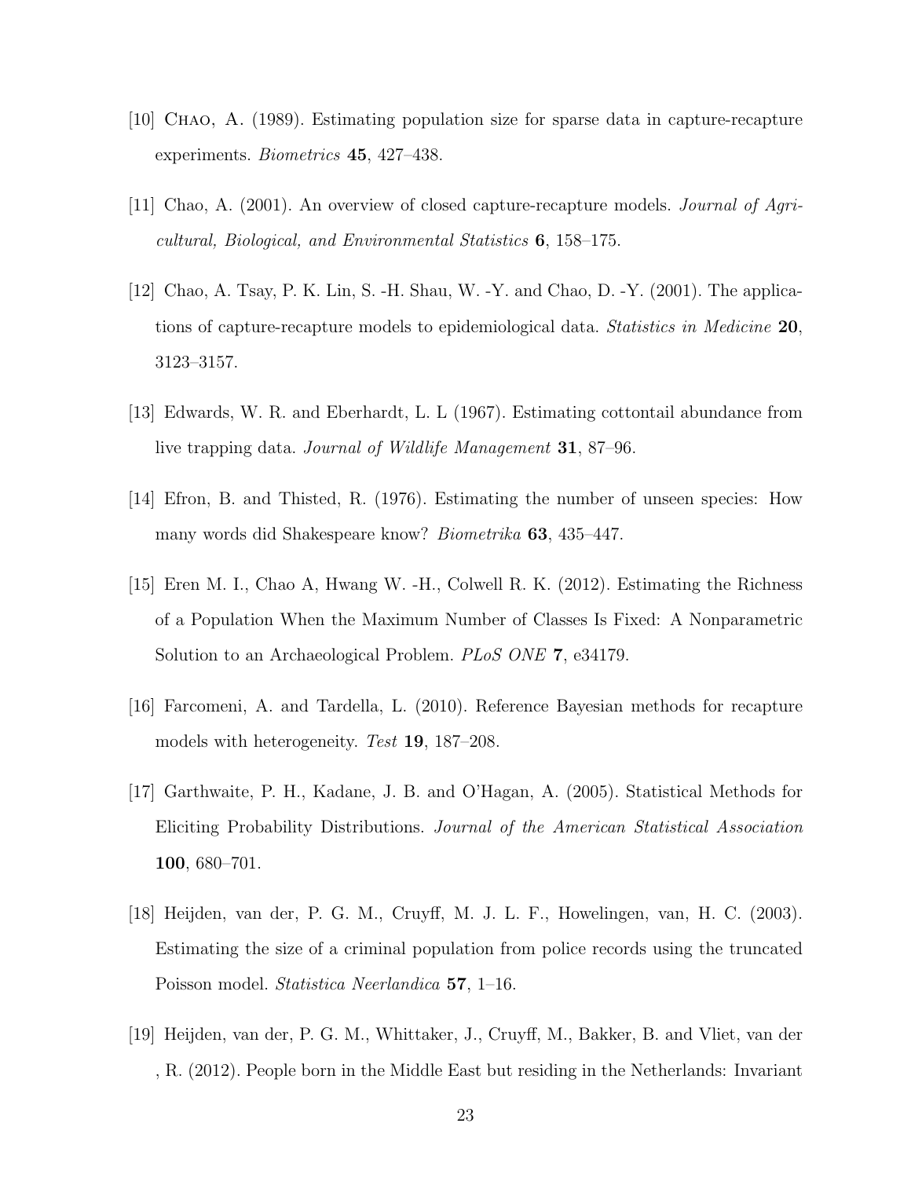[10] Chao, A. (1989). Estimating population size for sparse data in capture-recapture experiments. *Biometrics* **45**, 427–438.

[11] Chao, A. (2001). An overview of closed capture-recapture models. *Journal of Agricultural, Biological, and Environmental Statistics* **6**, 158–175.

[12] Chao, A. Tsay, P. K. Lin, S. -H. Shau, W. -Y. and Chao, D. -Y. (2001). The applications of capture-recapture models to epidemiological data. *Statistics in Medicine* **20**, 3123–3157.

[13] Edwards, W. R. and Eberhardt, L. L (1967). Estimating cottontail abundance from live trapping data. *Journal of Wildlife Management* **31**, 87–96.

[14] Efron, B. and Thisted, R. (1976). Estimating the number of unseen species: How many words did Shakespeare know? *Biometrika* **63**, 435–447.

[15] Eren M. I., Chao A, Hwang W. -H., Colwell R. K. (2012). Estimating the Richness of a Population When the Maximum Number of Classes Is Fixed: A Nonparametric Solution to an Archaeological Problem. *PLoS ONE* **7**, e34179.

[16] Farcomeni, A. and Tardella, L. (2010). Reference Bayesian methods for recapture models with heterogeneity. *Test* **19**, 187–208.

[17] Garthwaite, P. H., Kadane, J. B. and O'Hagan, A. (2005). Statistical Methods for Eliciting Probability Distributions. *Journal of the American Statistical Association* **100**, 680–701.

[18] Heijden, van der, P. G. M., Cruyff, M. J. L. F., Howelingen, van, H. C. (2003). Estimating the size of a criminal population from police records using the truncated Poisson model. *Statistica Neerlandica* **57**, 1–16.

[19] Heijden, van der, P. G. M., Whittaker, J., Cruyff, M., Bakker, B. and Vliet, van der , R. (2012). People born in the Middle East but residing in the Netherlands: Invariant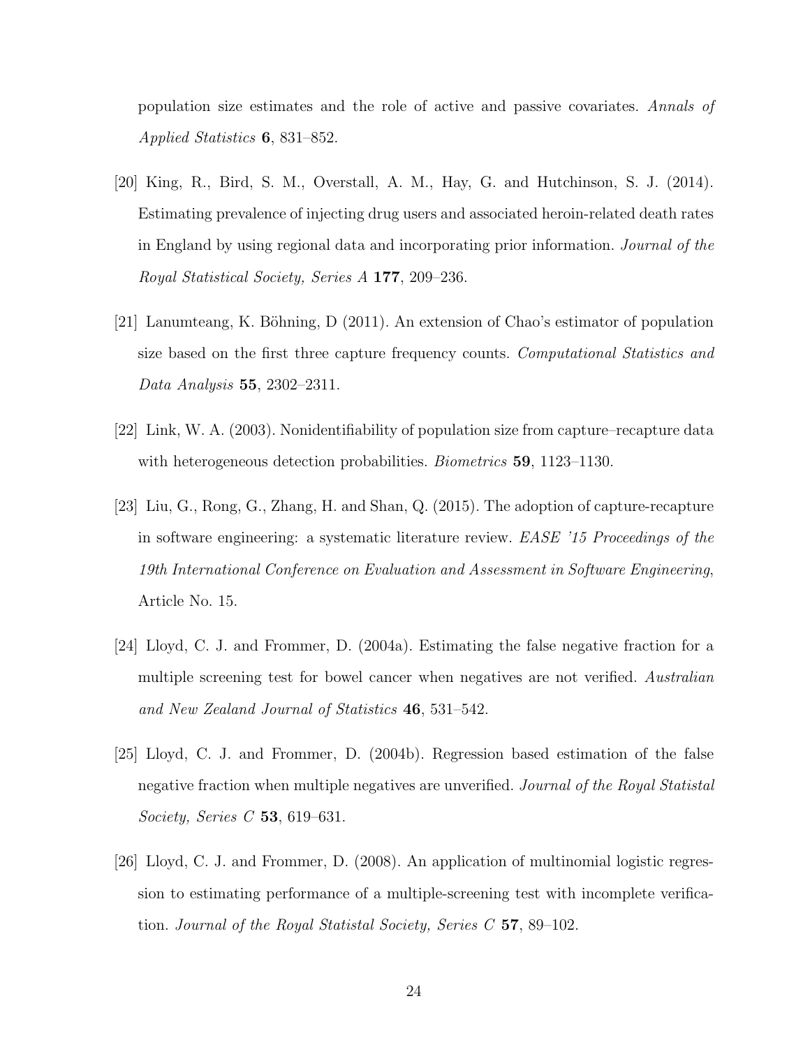population size estimates and the role of active and passive covariates. *Annals of Applied Statistics* **6**, 831–852.

[20] King, R., Bird, S. M., Overstall, A. M., Hay, G. and Hutchinson, S. J. (2014). Estimating prevalence of injecting drug users and associated heroin-related death rates in England by using regional data and incorporating prior information. *Journal of the Royal Statistical Society, Series A* **177**, 209–236.

[21] Lanumteang, K. Böhning, D (2011). An extension of Chao's estimator of population size based on the first three capture frequency counts. *Computational Statistics and Data Analysis* **55**, 2302–2311.

[22] Link, W. A. (2003). Nonidentifiability of population size from capture–recapture data with heterogeneous detection probabilities. *Biometrics* **59**, 1123–1130.

[23] Liu, G., Rong, G., Zhang, H. and Shan, Q. (2015). The adoption of capture-recapture in software engineering: a systematic literature review. *EASE '15 Proceedings of the 19th International Conference on Evaluation and Assessment in Software Engineering*, Article No. 15.

[24] Lloyd, C. J. and Frommer, D. (2004a). Estimating the false negative fraction for a multiple screening test for bowel cancer when negatives are not verified. *Australian and New Zealand Journal of Statistics* **46**, 531–542.

[25] Lloyd, C. J. and Frommer, D. (2004b). Regression based estimation of the false negative fraction when multiple negatives are unverified. *Journal of the Royal Statistal Society, Series C* **53**, 619–631.

[26] Lloyd, C. J. and Frommer, D. (2008). An application of multinomial logistic regression to estimating performance of a multiple-screening test with incomplete verification. *Journal of the Royal Statistal Society, Series C* **57**, 89–102.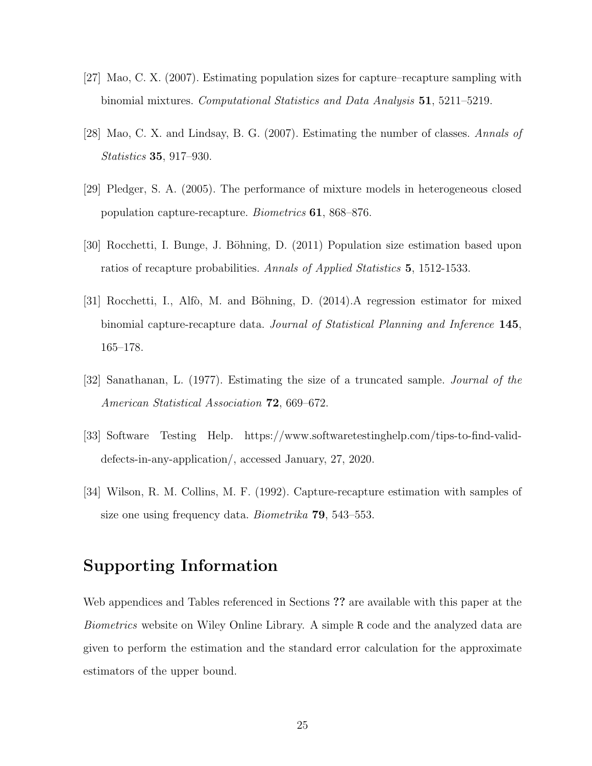[27] Mao, C. X. (2007). Estimating population sizes for capture–recapture sampling with binomial mixtures. *Computational Statistics and Data Analysis* **51**, 5211–5219.

[28] Mao, C. X. and Lindsay, B. G. (2007). Estimating the number of classes. *Annals of Statistics* **35**, 917–930.

[29] Pledger, S. A. (2005). The performance of mixture models in heterogeneous closed population capture-recapture. *Biometrics* **61**, 868–876.

[30] Rocchetti, I. Bunge, J. Böhning, D. (2011) Population size estimation based upon ratios of recapture probabilities. *Annals of Applied Statistics* **5**, 1512-1533.

[31] Rocchetti, I., Alfò, M. and Böhning, D. (2014).A regression estimator for mixed binomial capture-recapture data. *Journal of Statistical Planning and Inference* **145**, 165–178.

[32] Sanathanan, L. (1977). Estimating the size of a truncated sample. *Journal of the American Statistical Association* **72**, 669–672.

[33] Software Testing Help. https://www.softwaretestinghelp.com/tips-to-find-valid-defects-in-any-application/, accessed January, 27, 2020.

[34] Wilson, R. M. Collins, M. F. (1992). Capture-recapture estimation with samples of size one using frequency data. *Biometrika* **79**, 543–553.

# Supporting Information

Web appendices and Tables referenced in Sections **??** are available with this paper at the *Biometrics* website on Wiley Online Library. A simple `R` code and the analyzed data are given to perform the estimation and the standard error calculation for the approximate estimators of the upper bound.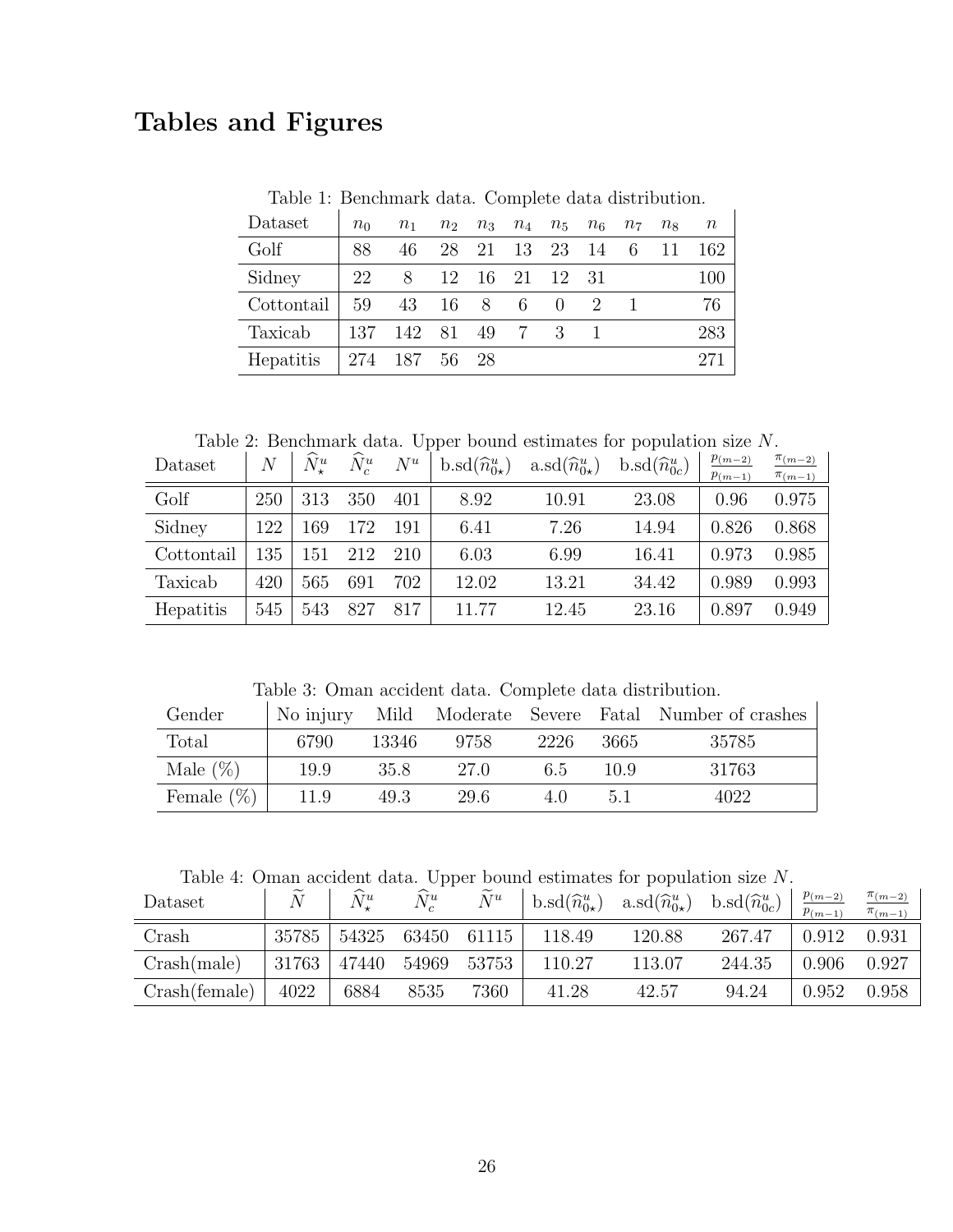# Tables and Figures

Table 1: Benchmark data. Complete data distribution.

| Dataset | $n_0$ | $n_1$ | $n_2$ | $n_3$ | $n_4$ | $n_5$ | $n_6$ | $n_7$ | $n_8$ | $n$ |
|---|---|---|---|---|---|---|---|---|---|---|
| Golf | 88 | 46 | 28 | 21 | 13 | 23 | 14 | 6 | 11 | 162 |
| Sidney | 22 | 8 | 12 | 16 | 21 | 12 | 31 | | | 100 |
| Cottontail | 59 | 43 | 16 | 8 | 6 | 0 | 2 | 1 | | 76 |
| Taxicab | 137 | 142 | 81 | 49 | 7 | 3 | 1 | | | 283 |
| Hepatitis | 274 | 187 | 56 | 28 | | | | | | 271 |

Table 2: Benchmark data. Upper bound estimates for population size $N$.

| Dataset | $N$ | $\widehat{N}^u_\star$ | $\widehat{N}^u_c$ | $N^u$ | b.sd($\widehat{n}^u_{0\star}$) | a.sd($\widehat{n}^u_{0\star}$) | b.sd($\widehat{n}^u_{0c}$) | $\frac{p_{(m-2)}}{p_{(m-1)}}$ | $\frac{\pi_{(m-2)}}{\pi_{(m-1)}}$ |
|---|---|---|---|---|---|---|---|---|---|
| Golf | 250 | 313 | 350 | 401 | 8.92 | 10.91 | 23.08 | 0.96 | 0.975 |
| Sidney | 122 | 169 | 172 | 191 | 6.41 | 7.26 | 14.94 | 0.826 | 0.868 |
| Cottontail | 135 | 151 | 212 | 210 | 6.03 | 6.99 | 16.41 | 0.973 | 0.985 |
| Taxicab | 420 | 565 | 691 | 702 | 12.02 | 13.21 | 34.42 | 0.989 | 0.993 |
| Hepatitis | 545 | 543 | 827 | 817 | 11.77 | 12.45 | 23.16 | 0.897 | 0.949 |

Table 3: Oman accident data. Complete data distribution.

| Gender | No injury | Mild | Moderate | Severe | Fatal | Number of crashes |
|---|---|---|---|---|---|---|
| Total | 6790 | 13346 | 9758 | 2226 | 3665 | 35785 |
| Male (%) | 19.9 | 35.8 | 27.0 | 6.5 | 10.9 | 31763 |
| Female (%) | 11.9 | 49.3 | 29.6 | 4.0 | 5.1 | 4022 |

Table 4: Oman accident data. Upper bound estimates for population size $N$.

| Dataset | $\widetilde{N}$ | $\widehat{N}^u_\star$ | $\widehat{N}^u_c$ | $\widetilde{N}^u$ | b.sd($\widehat{n}^u_{0\star}$) | a.sd($\widehat{n}^u_{0\star}$) | b.sd($\widehat{n}^u_{0c}$) | $\frac{p_{(m-2)}}{p_{(m-1)}}$ | $\frac{\pi_{(m-2)}}{\pi_{(m-1)}}$ |
|---|---|---|---|---|---|---|---|---|---|
| Crash | 35785 | 54325 | 63450 | 61115 | 118.49 | 120.88 | 267.47 | 0.912 | 0.931 |
| Crash(male) | 31763 | 47440 | 54969 | 53753 | 110.27 | 113.07 | 244.35 | 0.906 | 0.927 |
| Crash(female) | 4022 | 6884 | 8535 | 7360 | 41.28 | 42.57 | 94.24 | 0.952 | 0.958 |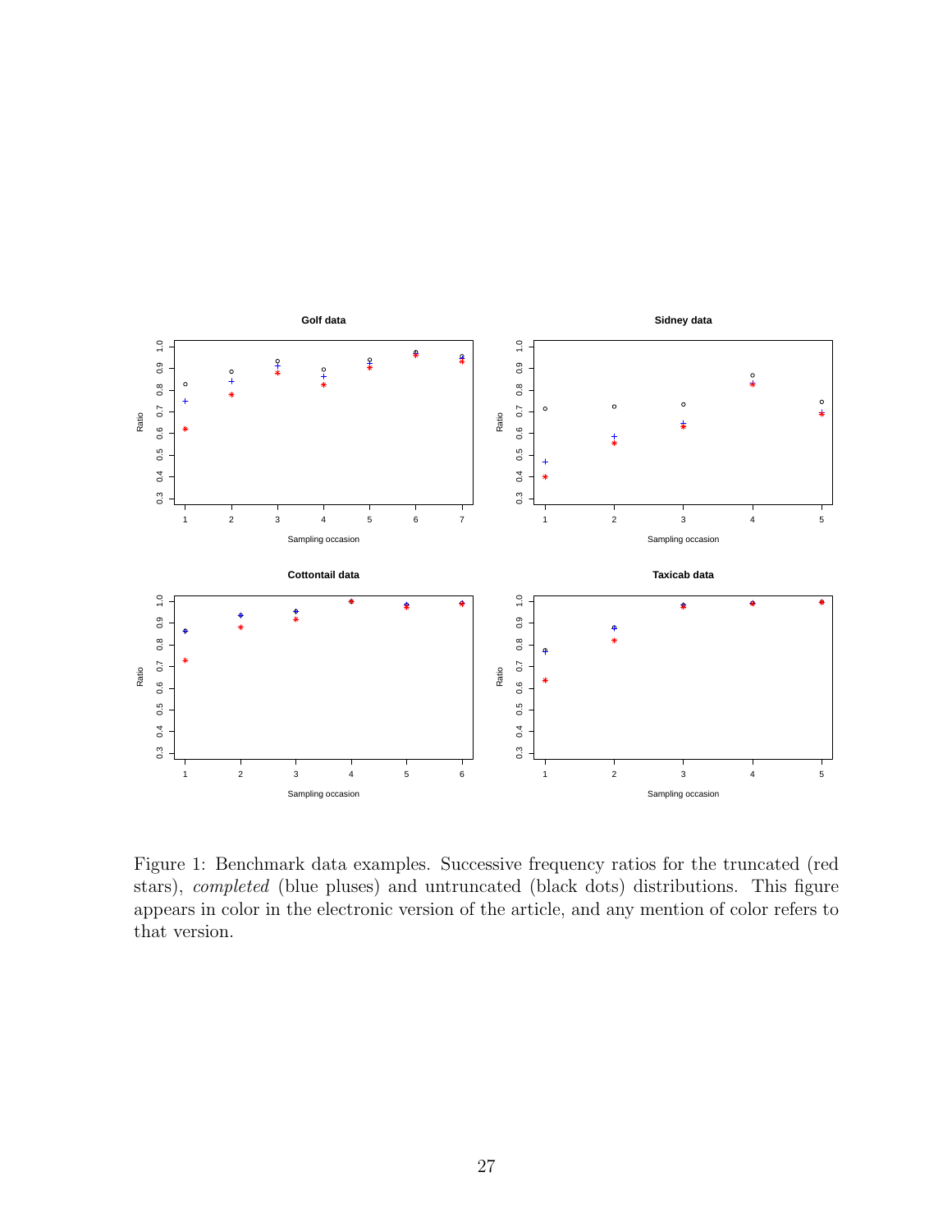Figure 1: Benchmark data examples. Successive frequency ratios for the truncated (red stars), *completed* (blue pluses) and untruncated (black dots) distributions. This figure appears in color in the electronic version of the article, and any mention of color refers to that version.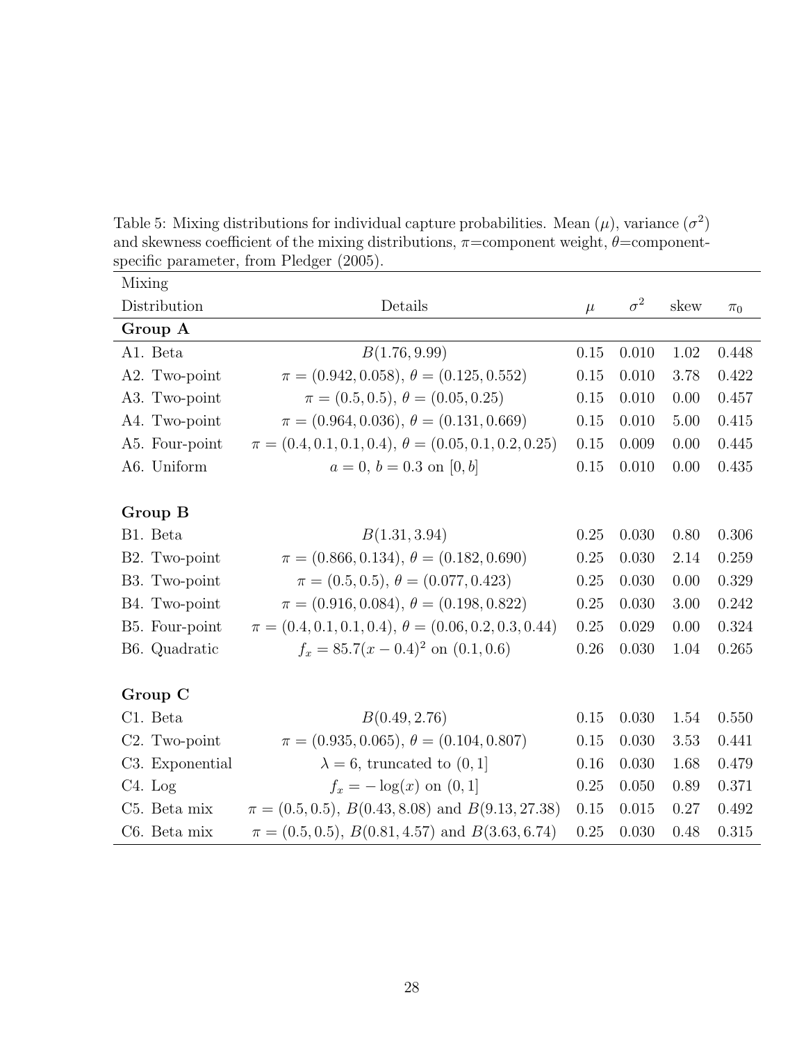Table 5: Mixing distributions for individual capture probabilities. Mean ($\mu$), variance ($\sigma^2$) and skewness coefficient of the mixing distributions, $\pi$=component weight, $\theta$=component-specific parameter, from Pledger (2005).

| Mixing Distribution | Details | $\mu$ | $\sigma^2$ | skew | $\pi_0$ |
|---|---|---|---|---|---|
| **Group A** | | | | | |
| A1. Beta | $B(1.76, 9.99)$ | 0.15 | 0.010 | 1.02 | 0.448 |
| A2. Two-point | $\pi = (0.942, 0.058)$, $\theta = (0.125, 0.552)$ | 0.15 | 0.010 | 3.78 | 0.422 |
| A3. Two-point | $\pi = (0.5, 0.5)$, $\theta = (0.05, 0.25)$ | 0.15 | 0.010 | 0.00 | 0.457 |
| A4. Two-point | $\pi = (0.964, 0.036)$, $\theta = (0.131, 0.669)$ | 0.15 | 0.010 | 5.00 | 0.415 |
| A5. Four-point | $\pi = (0.4, 0.1, 0.1, 0.4)$, $\theta = (0.05, 0.1, 0.2, 0.25)$ | 0.15 | 0.009 | 0.00 | 0.445 |
| A6. Uniform | $a = 0$, $b = 0.3$ on $[0, b]$ | 0.15 | 0.010 | 0.00 | 0.435 |
| **Group B** | | | | | |
| B1. Beta | $B(1.31, 3.94)$ | 0.25 | 0.030 | 0.80 | 0.306 |
| B2. Two-point | $\pi = (0.866, 0.134)$, $\theta = (0.182, 0.690)$ | 0.25 | 0.030 | 2.14 | 0.259 |
| B3. Two-point | $\pi = (0.5, 0.5)$, $\theta = (0.077, 0.423)$ | 0.25 | 0.030 | 0.00 | 0.329 |
| B4. Two-point | $\pi = (0.916, 0.084)$, $\theta = (0.198, 0.822)$ | 0.25 | 0.030 | 3.00 | 0.242 |
| B5. Four-point | $\pi = (0.4, 0.1, 0.1, 0.4)$, $\theta = (0.06, 0.2, 0.3, 0.44)$ | 0.25 | 0.029 | 0.00 | 0.324 |
| B6. Quadratic | $f_x = 85.7(x - 0.4)^2$ on $(0.1, 0.6)$ | 0.26 | 0.030 | 1.04 | 0.265 |
| **Group C** | | | | | |
| C1. Beta | $B(0.49, 2.76)$ | 0.15 | 0.030 | 1.54 | 0.550 |
| C2. Two-point | $\pi = (0.935, 0.065)$, $\theta = (0.104, 0.807)$ | 0.15 | 0.030 | 3.53 | 0.441 |
| C3. Exponential | $\lambda = 6$, truncated to $(0, 1]$ | 0.16 | 0.030 | 1.68 | 0.479 |
| C4. Log | $f_x = -\log(x)$ on $(0, 1]$ | 0.25 | 0.050 | 0.89 | 0.371 |
| C5. Beta mix | $\pi = (0.5, 0.5)$, $B(0.43, 8.08)$ and $B(9.13, 27.38)$ | 0.15 | 0.015 | 0.27 | 0.492 |
| C6. Beta mix | $\pi = (0.5, 0.5)$, $B(0.81, 4.57)$ and $B(3.63, 6.74)$ | 0.25 | 0.030 | 0.48 | 0.315 |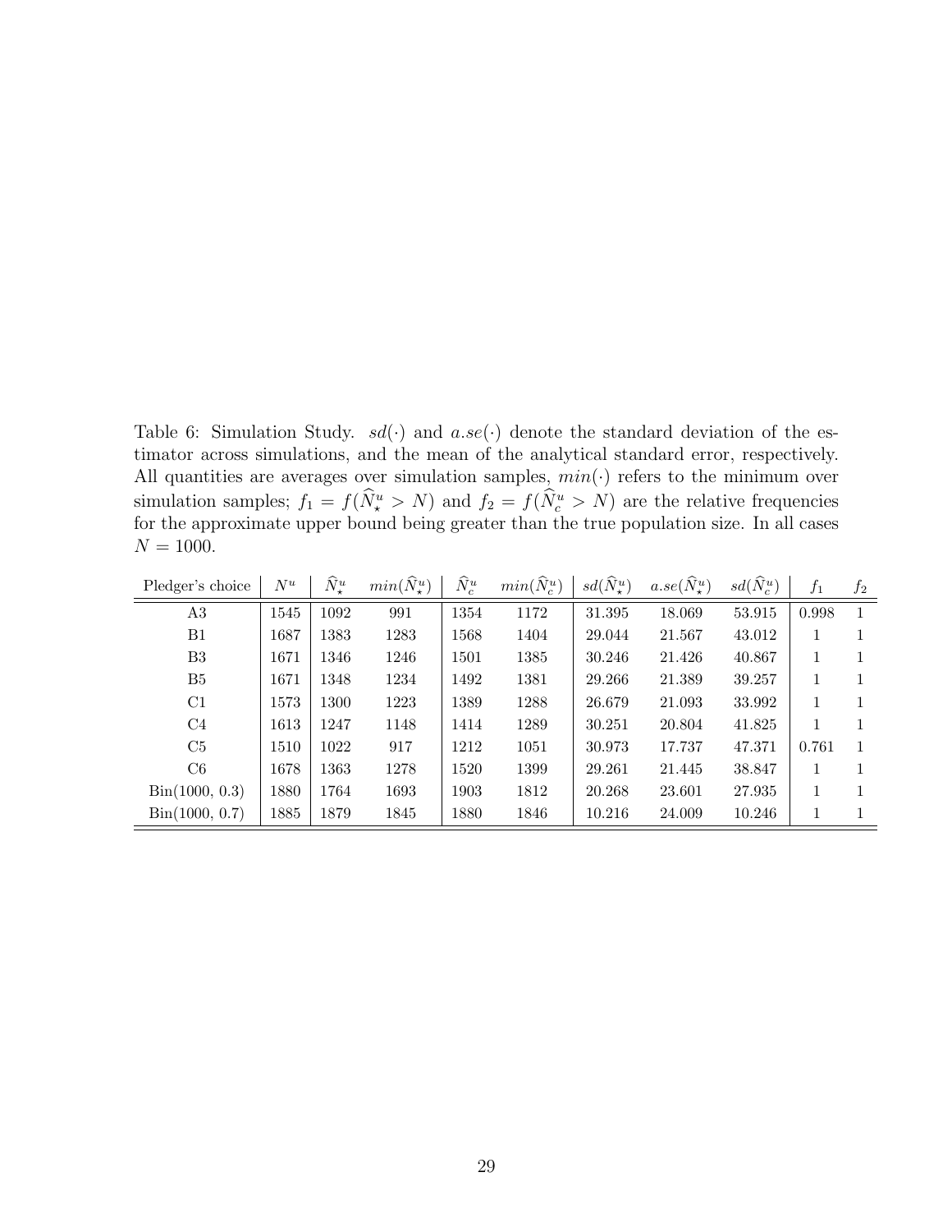Table 6: Simulation Study. $sd(\cdot)$ and $a.se(\cdot)$ denote the standard deviation of the estimator across simulations, and the mean of the analytical standard error, respectively. All quantities are averages over simulation samples, $min(\cdot)$ refers to the minimum over simulation samples; $f_1 = f(\widehat{N}^u_\star > N)$ and $f_2 = f(\widehat{N}^u_c > N)$ are the relative frequencies for the approximate upper bound being greater than the true population size. In all cases $N = 1000$.

| Pledger's choice | $N^u$ | $\widehat{N}^u_\star$ | $min(\widehat{N}^u_\star)$ | $\widehat{N}^u_c$ | $min(\widehat{N}^u_c)$ | $sd(\widehat{N}^u_\star)$ | $a.se(\widehat{N}^u_\star)$ | $sd(\widehat{N}^u_c)$ | $f_1$ | $f_2$ |
|---|---|---|---|---|---|---|---|---|---|---|
| A3 | 1545 | 1092 | 991 | 1354 | 1172 | 31.395 | 18.069 | 53.915 | 0.998 | 1 |
| B1 | 1687 | 1383 | 1283 | 1568 | 1404 | 29.044 | 21.567 | 43.012 | 1 | 1 |
| B3 | 1671 | 1346 | 1246 | 1501 | 1385 | 30.246 | 21.426 | 40.867 | 1 | 1 |
| B5 | 1671 | 1348 | 1234 | 1492 | 1381 | 29.266 | 21.389 | 39.257 | 1 | 1 |
| C1 | 1573 | 1300 | 1223 | 1389 | 1288 | 26.679 | 21.093 | 33.992 | 1 | 1 |
| C4 | 1613 | 1247 | 1148 | 1414 | 1289 | 30.251 | 20.804 | 41.825 | 1 | 1 |
| C5 | 1510 | 1022 | 917 | 1212 | 1051 | 30.973 | 17.737 | 47.371 | 0.761 | 1 |
| C6 | 1678 | 1363 | 1278 | 1520 | 1399 | 29.261 | 21.445 | 38.847 | 1 | 1 |
| Bin(1000, 0.3) | 1880 | 1764 | 1693 | 1903 | 1812 | 20.268 | 23.601 | 27.935 | 1 | 1 |
| Bin(1000, 0.7) | 1885 | 1879 | 1845 | 1880 | 1846 | 10.216 | 24.009 | 10.246 | 1 | 1 |